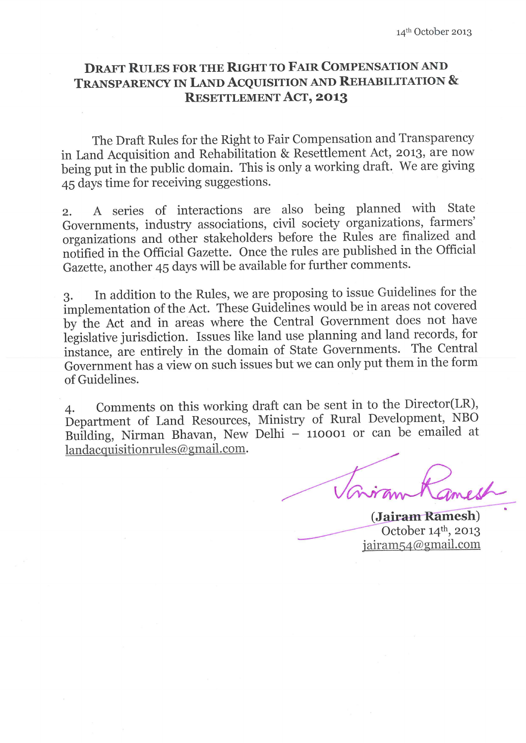14th October 2013

# Draft Rules for the Right to Fair Compensation and Transparency in Land Acquisition and Rehabilitation & Resettlement Act, 2013

The Draft Rules for the Right to Fair Compensation and Transparency in Land Acquisition and Rehabilitation & Resettlement Act, 2013, are now being put in the public domain. This is only a working draft. We are giving 45 days time for receiving suggestions.

2. A series of interactions are also being planned with State Governments, industry associations, civil society organizations, farmers' organizations and other stakeholders before the Rules are finalized and notified in the Official Gazette. Once the rules are published in the Official Gazette, another 45 days will be available for further comments.

3. In addition to the Rules, we are proposing to issue Guidelines for the implementation of the Act. These Guidelines would be in areas not covered by the Act and in areas where the Central Government does not have legislative jurisdiction. Issues like land use planning and land records, for instance, are entirely in the domain of State Governments. The Central Government has a view on such issues but we can only put them in the form of Guidelines.

4. Comments on this working draft can be sent in to the Director(LR), Department of Land Resources, Ministry of Rural Development, NBO Building, Nirman Bhavan, New Delhi – 110001 or can be emailed at landacquisitionrules@gmail.com.

Jairam Ramesh

**(Jairam Ramesh)**
October 14th, 2013
jairam54@gmail.com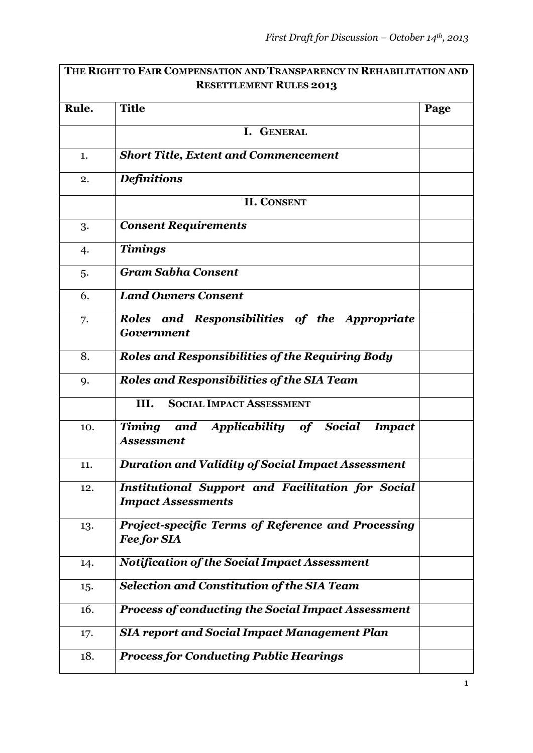| THE RIGHT TO FAIR COMPENSATION AND TRANSPARENCY IN REHABILITATION AND RESETTLEMENT RULES 2013 | | |
|---|---|---|
| **Rule.** | **Title** | **Page** |
| | **I. GENERAL** | |
| 1. | ***Short Title, Extent and Commencement*** | |
| 2. | ***Definitions*** | |
| | **II. CONSENT** | |
| 3. | ***Consent Requirements*** | |
| 4. | ***Timings*** | |
| 5. | ***Gram Sabha Consent*** | |
| 6. | ***Land Owners Consent*** | |
| 7. | ***Roles and Responsibilities of the Appropriate Government*** | |
| 8. | ***Roles and Responsibilities of the Requiring Body*** | |
| 9. | ***Roles and Responsibilities of the SIA Team*** | |
| | **III. SOCIAL IMPACT ASSESSMENT** | |
| 10. | ***Timing and Applicability of Social Impact Assessment*** | |
| 11. | ***Duration and Validity of Social Impact Assessment*** | |
| 12. | ***Institutional Support and Facilitation for Social Impact Assessments*** | |
| 13. | ***Project-specific Terms of Reference and Processing Fee for SIA*** | |
| 14. | ***Notification of the Social Impact Assessment*** | |
| 15. | ***Selection and Constitution of the SIA Team*** | |
| 16. | ***Process of conducting the Social Impact Assessment*** | |
| 17. | ***SIA report and Social Impact Management Plan*** | |
| 18. | ***Process for Conducting Public Hearings*** | |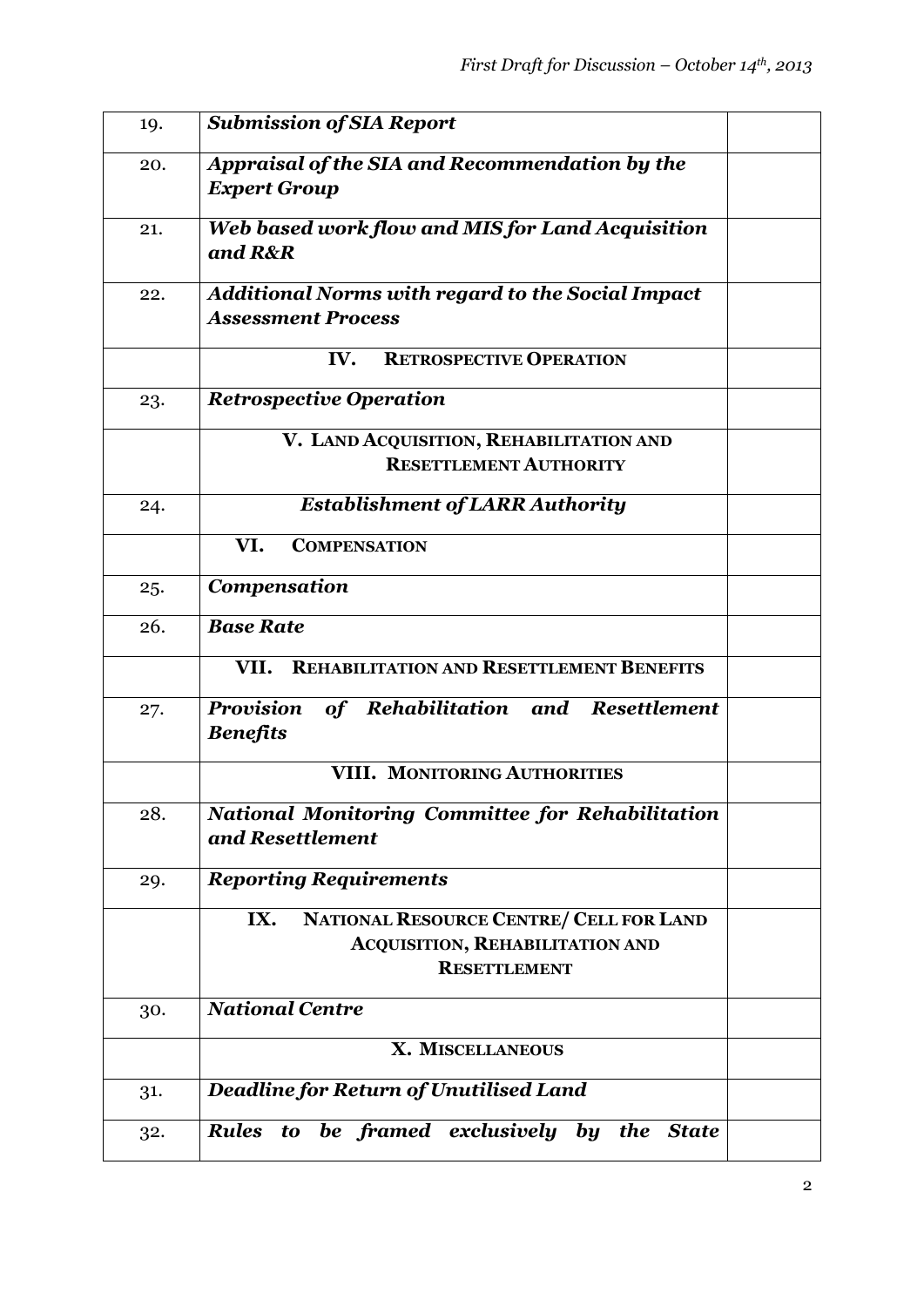| | | |
|---|---|---|
| 19. | ***Submission of SIA Report*** | |
| 20. | ***Appraisal of the SIA and Recommendation by the Expert Group*** | |
| 21. | ***Web based work flow and MIS for Land Acquisition and R&R*** | |
| 22. | ***Additional Norms with regard to the Social Impact Assessment Process*** | |
| | **IV. RETROSPECTIVE OPERATION** | |
| 23. | ***Retrospective Operation*** | |
| | **V. LAND ACQUISITION, REHABILITATION AND RESETTLEMENT AUTHORITY** | |
| 24. | ***Establishment of LARR Authority*** | |
| | **VI. COMPENSATION** | |
| 25. | ***Compensation*** | |
| 26. | ***Base Rate*** | |
| | **VII. REHABILITATION AND RESETTLEMENT BENEFITS** | |
| 27. | ***Provision of Rehabilitation and Resettlement Benefits*** | |
| | **VIII. MONITORING AUTHORITIES** | |
| 28. | ***National Monitoring Committee for Rehabilitation and Resettlement*** | |
| 29. | ***Reporting Requirements*** | |
| | **IX. NATIONAL RESOURCE CENTRE/ CELL FOR LAND ACQUISITION, REHABILITATION AND RESETTLEMENT** | |
| 30. | ***National Centre*** | |
| | **X. MISCELLANEOUS** | |
| 31. | ***Deadline for Return of Unutilised Land*** | |
| 32. | ***Rules to be framed exclusively by the State*** | |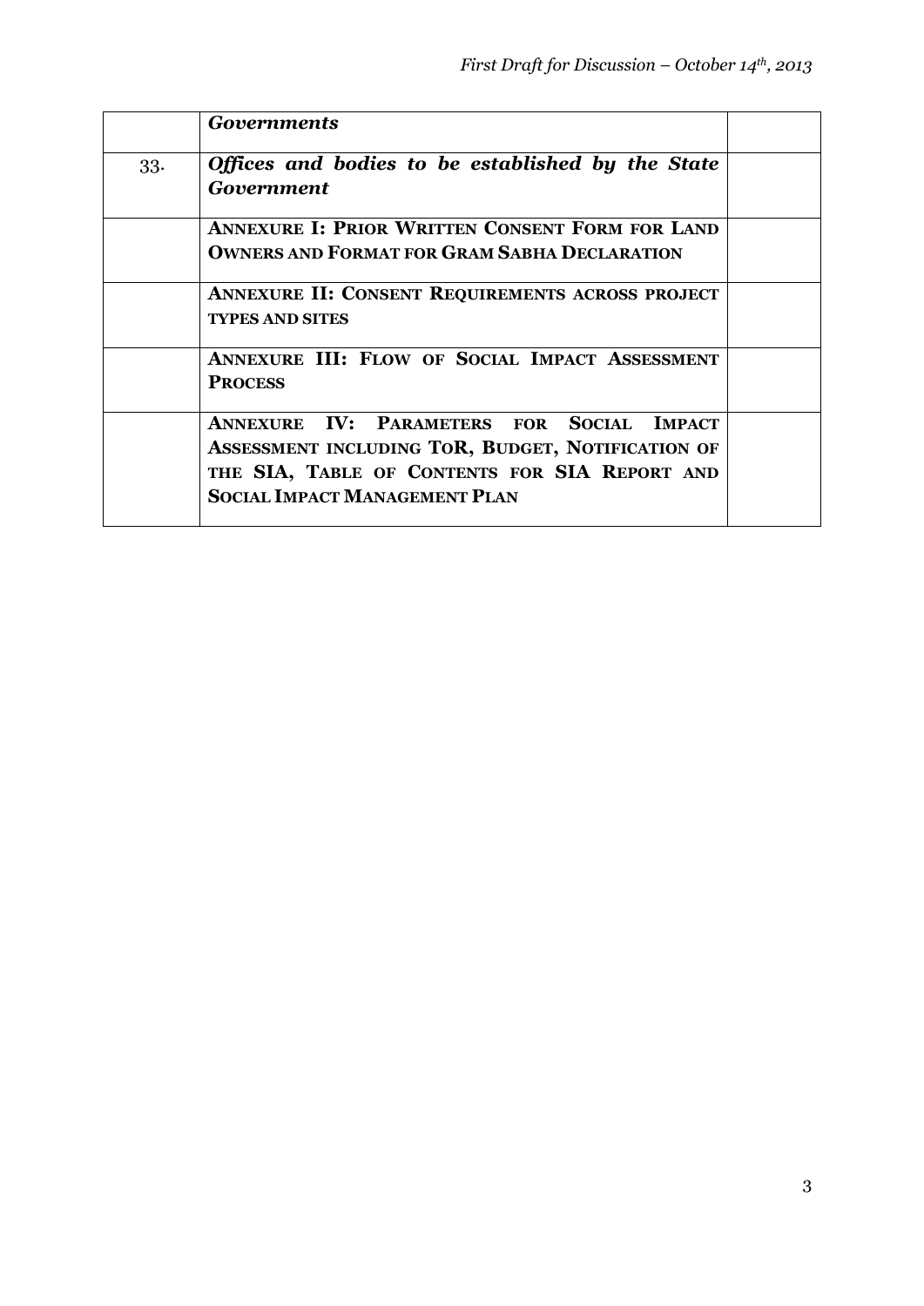| | | |
|---|---|---|
| | ***Governments*** | |
| 33. | ***Offices and bodies to be established by the State Government*** | |
| | **ANNEXURE I: PRIOR WRITTEN CONSENT FORM FOR LAND OWNERS AND FORMAT FOR GRAM SABHA DECLARATION** | |
| | **ANNEXURE II: CONSENT REQUIREMENTS ACROSS PROJECT TYPES AND SITES** | |
| | **ANNEXURE III: FLOW OF SOCIAL IMPACT ASSESSMENT PROCESS** | |
| | **ANNEXURE IV: PARAMETERS FOR SOCIAL IMPACT ASSESSMENT INCLUDING TOR, BUDGET, NOTIFICATION OF THE SIA, TABLE OF CONTENTS FOR SIA REPORT AND SOCIAL IMPACT MANAGEMENT PLAN** | |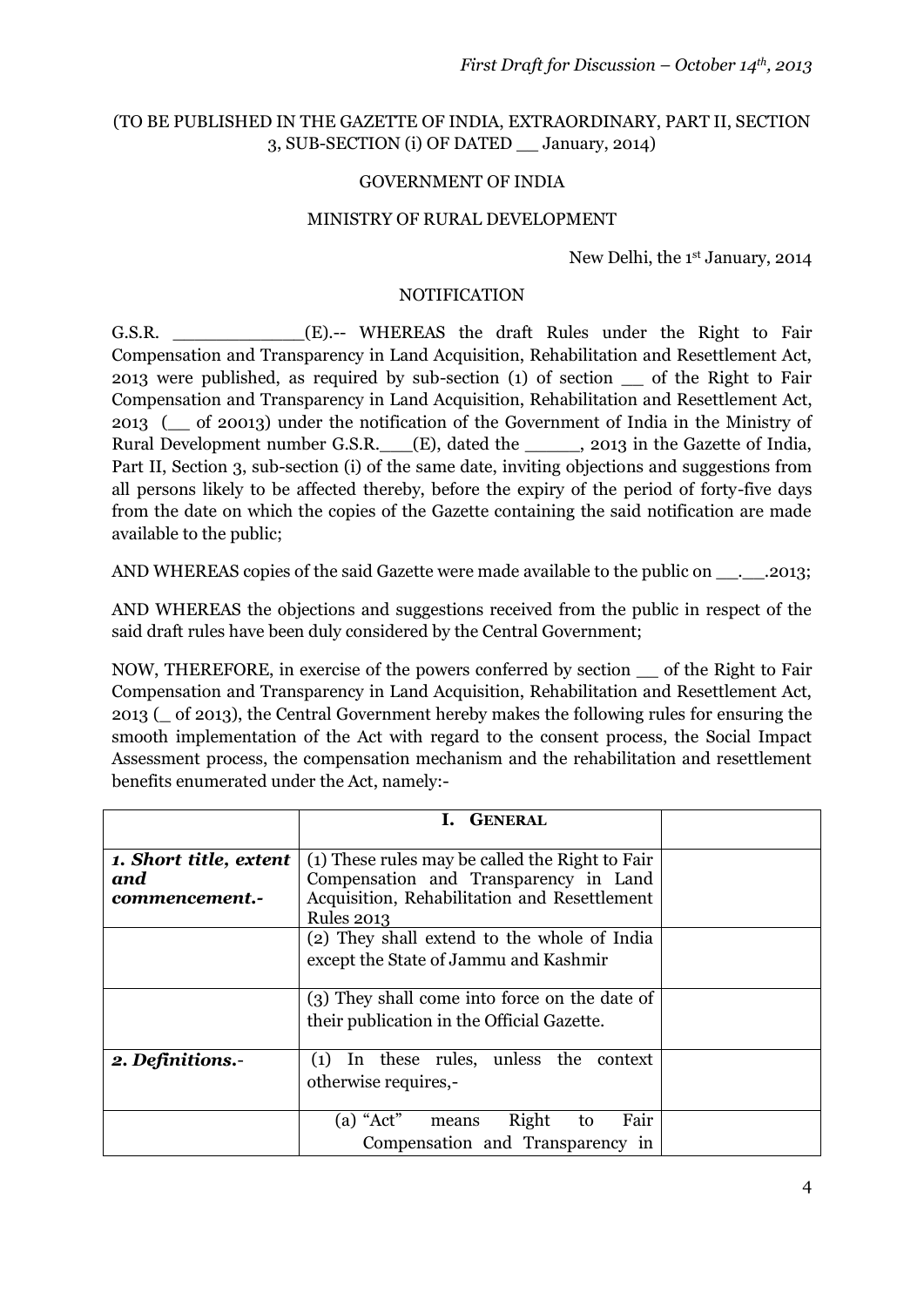*First Draft for Discussion – October 14th, 2013*

(TO BE PUBLISHED IN THE GAZETTE OF INDIA, EXTRAORDINARY, PART II, SECTION 3, SUB-SECTION (i) OF DATED __ January, 2014)

GOVERNMENT OF INDIA

MINISTRY OF RURAL DEVELOPMENT

New Delhi, the 1st January, 2014

NOTIFICATION

G.S.R. ____________(E).-- WHEREAS the draft Rules under the Right to Fair Compensation and Transparency in Land Acquisition, Rehabilitation and Resettlement Act, 2013 were published, as required by sub-section (1) of section __ of the Right to Fair Compensation and Transparency in Land Acquisition, Rehabilitation and Resettlement Act, 2013 (__ of 20013) under the notification of the Government of India in the Ministry of Rural Development number G.S.R.___(E), dated the _____, 2013 in the Gazette of India, Part II, Section 3, sub-section (i) of the same date, inviting objections and suggestions from all persons likely to be affected thereby, before the expiry of the period of forty-five days from the date on which the copies of the Gazette containing the said notification are made available to the public;

AND WHEREAS copies of the said Gazette were made available to the public on __.__.2013;

AND WHEREAS the objections and suggestions received from the public in respect of the said draft rules have been duly considered by the Central Government;

NOW, THEREFORE, in exercise of the powers conferred by section __ of the Right to Fair Compensation and Transparency in Land Acquisition, Rehabilitation and Resettlement Act, 2013 (_ of 2013), the Central Government hereby makes the following rules for ensuring the smooth implementation of the Act with regard to the consent process, the Social Impact Assessment process, the compensation mechanism and the rehabilitation and resettlement benefits enumerated under the Act, namely:-

| | **I. GENERAL** | |
|---|---|---|
| ***1. Short title, extent and commencement.-*** | (1) These rules may be called the Right to Fair Compensation and Transparency in Land Acquisition, Rehabilitation and Resettlement Rules 2013 | |
| | (2) They shall extend to the whole of India except the State of Jammu and Kashmir | |
| | (3) They shall come into force on the date of their publication in the Official Gazette. | |
| ***2. Definitions.-*** | (1) In these rules, unless the context otherwise requires,- | |
| | (a) "Act" means Right to Fair Compensation and Transparency in | |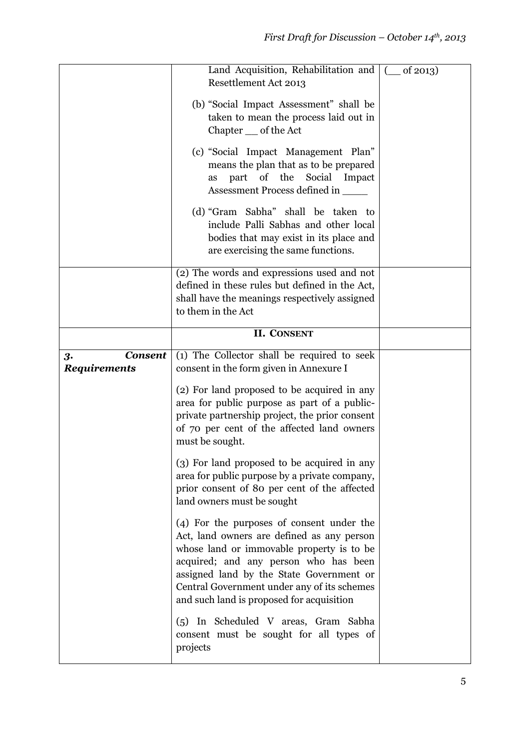| | | |
|---|---|---|
| | Land Acquisition, Rehabilitation and Resettlement Act 2013 | (__ of 2013) |
| | (b) "Social Impact Assessment" shall be taken to mean the process laid out in Chapter __ of the Act | |
| | (c) "Social Impact Management Plan" means the plan that as to be prepared as part of the Social Impact Assessment Process defined in ____ | |
| | (d) "Gram Sabha" shall be taken to include Palli Sabhas and other local bodies that may exist in its place and are exercising the same functions. | |
| | (2) The words and expressions used and not defined in these rules but defined in the Act, shall have the meanings respectively assigned to them in the Act | |
| | **II. CONSENT** | |
| ***3. Consent Requirements*** | (1) The Collector shall be required to seek consent in the form given in Annexure I<br><br>(2) For land proposed to be acquired in any area for public purpose as part of a public-private partnership project, the prior consent of 70 per cent of the affected land owners must be sought.<br><br>(3) For land proposed to be acquired in any area for public purpose by a private company, prior consent of 80 per cent of the affected land owners must be sought<br><br>(4) For the purposes of consent under the Act, land owners are defined as any person whose land or immovable property is to be acquired; and any person who has been assigned land by the State Government or Central Government under any of its schemes and such land is proposed for acquisition<br><br>(5) In Scheduled V areas, Gram Sabha consent must be sought for all types of projects | |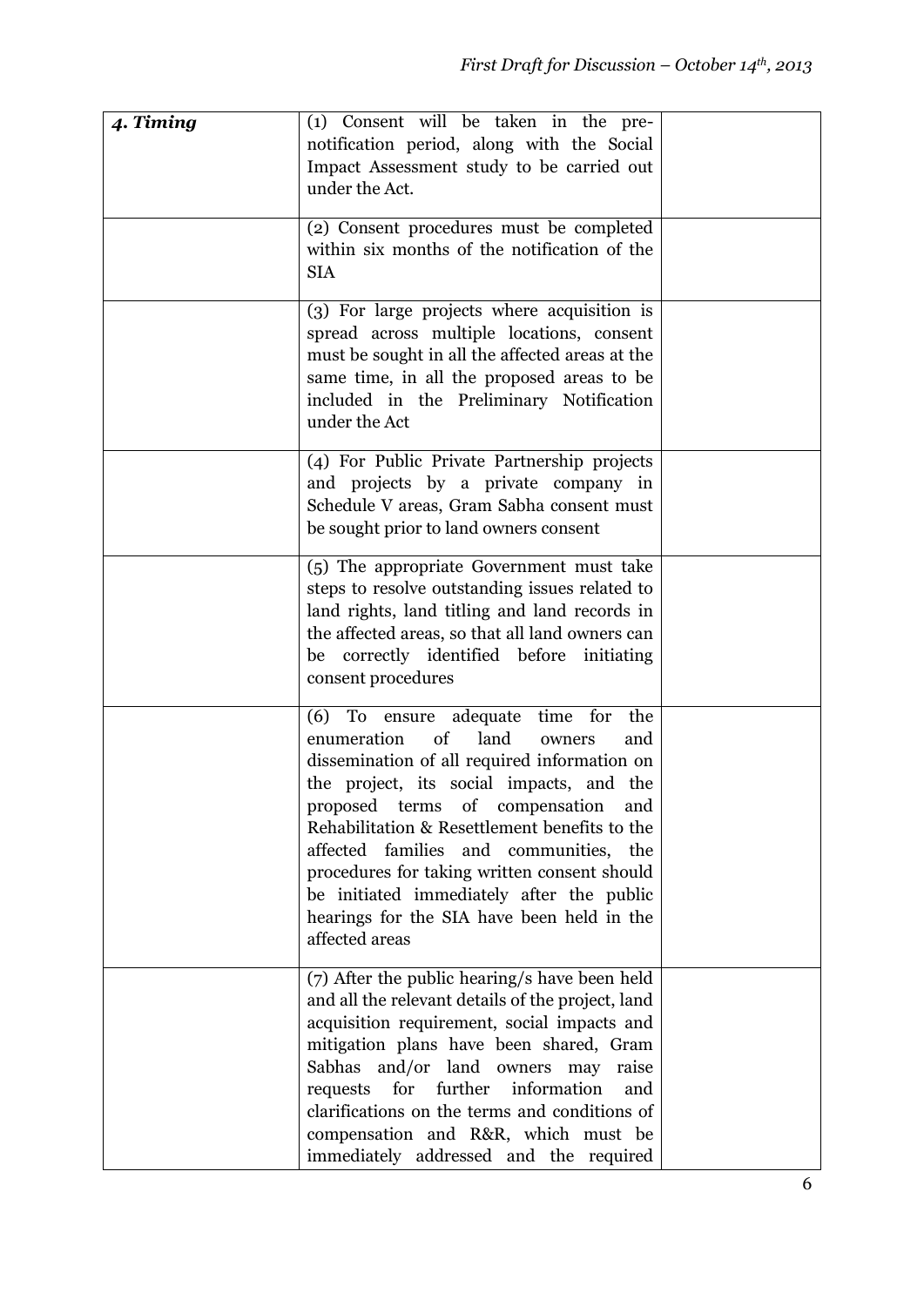| | | |
|---|---|---|
| ***4. Timing*** | (1) Consent will be taken in the pre-notification period, along with the Social Impact Assessment study to be carried out under the Act. | |
| | (2) Consent procedures must be completed within six months of the notification of the SIA | |
| | (3) For large projects where acquisition is spread across multiple locations, consent must be sought in all the affected areas at the same time, in all the proposed areas to be included in the Preliminary Notification under the Act | |
| | (4) For Public Private Partnership projects and projects by a private company in Schedule V areas, Gram Sabha consent must be sought prior to land owners consent | |
| | (5) The appropriate Government must take steps to resolve outstanding issues related to land rights, land titling and land records in the affected areas, so that all land owners can be correctly identified before initiating consent procedures | |
| | (6) To ensure adequate time for the enumeration of land owners and dissemination of all required information on the project, its social impacts, and the proposed terms of compensation and Rehabilitation & Resettlement benefits to the affected families and communities, the procedures for taking written consent should be initiated immediately after the public hearings for the SIA have been held in the affected areas | |
| | (7) After the public hearing/s have been held and all the relevant details of the project, land acquisition requirement, social impacts and mitigation plans have been shared, Gram Sabhas and/or land owners may raise requests for further information and clarifications on the terms and conditions of compensation and R&R, which must be immediately addressed and the required | |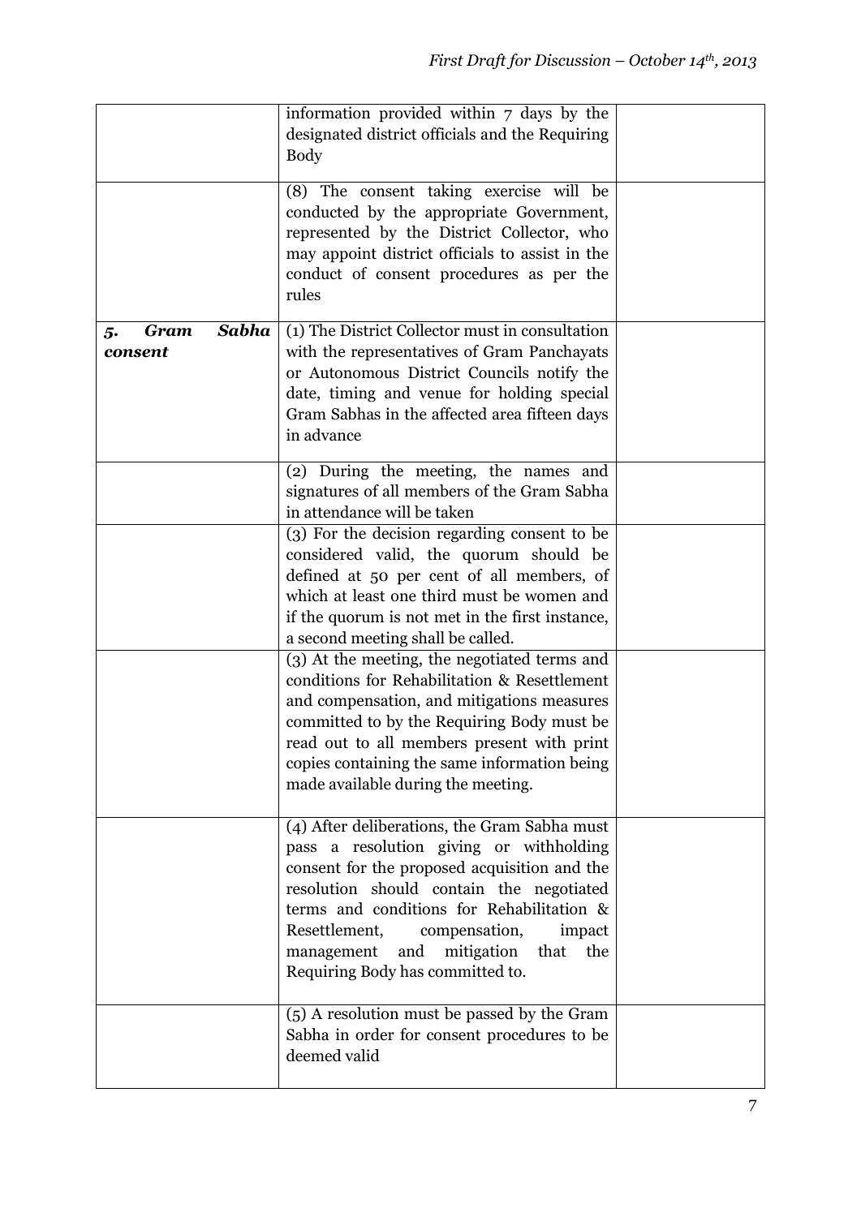| | | |
|---|---|---|
| | information provided within 7 days by the designated district officials and the Requiring Body | |
| | (8) The consent taking exercise will be conducted by the appropriate Government, represented by the District Collector, who may appoint district officials to assist in the conduct of consent procedures as per the rules | |
| ***5. Gram Sabha consent*** | (1) The District Collector must in consultation with the representatives of Gram Panchayats or Autonomous District Councils notify the date, timing and venue for holding special Gram Sabhas in the affected area fifteen days in advance | |
| | (2) During the meeting, the names and signatures of all members of the Gram Sabha in attendance will be taken | |
| | (3) For the decision regarding consent to be considered valid, the quorum should be defined at 50 per cent of all members, of which at least one third must be women and if the quorum is not met in the first instance, a second meeting shall be called. | |
| | (3) At the meeting, the negotiated terms and conditions for Rehabilitation & Resettlement and compensation, and mitigations measures committed to by the Requiring Body must be read out to all members present with print copies containing the same information being made available during the meeting. | |
| | (4) After deliberations, the Gram Sabha must pass a resolution giving or withholding consent for the proposed acquisition and the resolution should contain the negotiated terms and conditions for Rehabilitation & Resettlement, compensation, impact management and mitigation that the Requiring Body has committed to. | |
| | (5) A resolution must be passed by the Gram Sabha in order for consent procedures to be deemed valid | |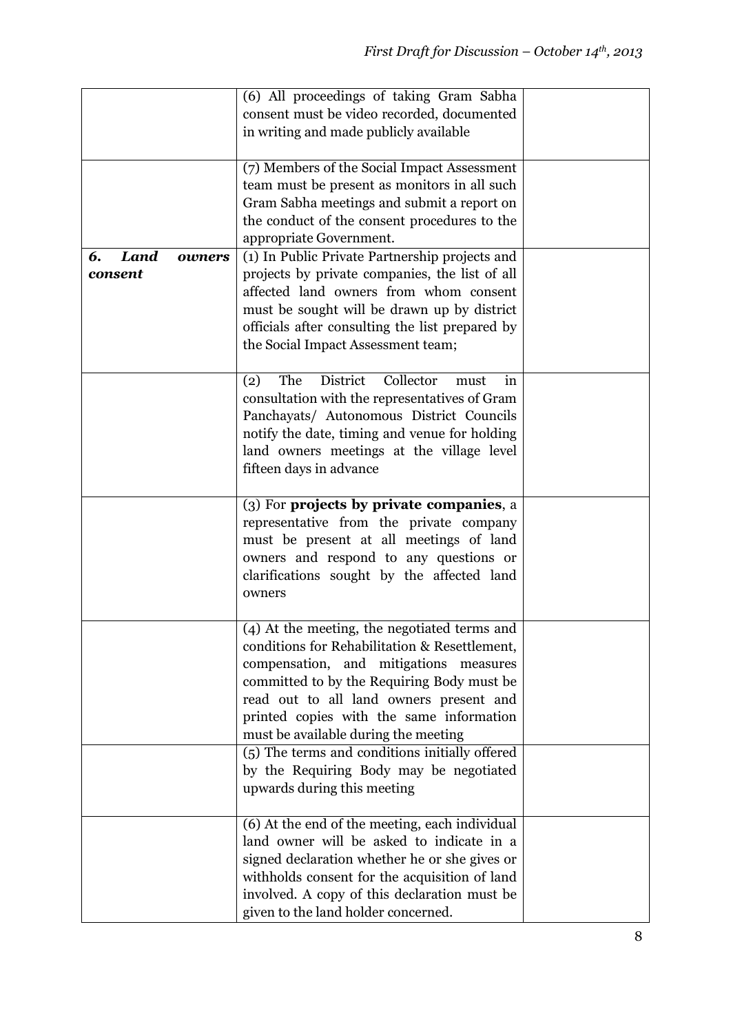| | | |
|---|---|---|
| | (6) All proceedings of taking Gram Sabha consent must be video recorded, documented in writing and made publicly available | |
| | (7) Members of the Social Impact Assessment team must be present as monitors in all such Gram Sabha meetings and submit a report on the conduct of the consent procedures to the appropriate Government. | |
| ***6. Land owners consent*** | (1) In Public Private Partnership projects and projects by private companies, the list of all affected land owners from whom consent must be sought will be drawn up by district officials after consulting the list prepared by the Social Impact Assessment team; | |
| | (2) The District Collector must in consultation with the representatives of Gram Panchayats/ Autonomous District Councils notify the date, timing and venue for holding land owners meetings at the village level fifteen days in advance | |
| | (3) For **projects by private companies**, a representative from the private company must be present at all meetings of land owners and respond to any questions or clarifications sought by the affected land owners | |
| | (4) At the meeting, the negotiated terms and conditions for Rehabilitation & Resettlement, compensation, and mitigations measures committed to by the Requiring Body must be read out to all land owners present and printed copies with the same information must be available during the meeting | |
| | (5) The terms and conditions initially offered by the Requiring Body may be negotiated upwards during this meeting | |
| | (6) At the end of the meeting, each individual land owner will be asked to indicate in a signed declaration whether he or she gives or withholds consent for the acquisition of land involved. A copy of this declaration must be given to the land holder concerned. | |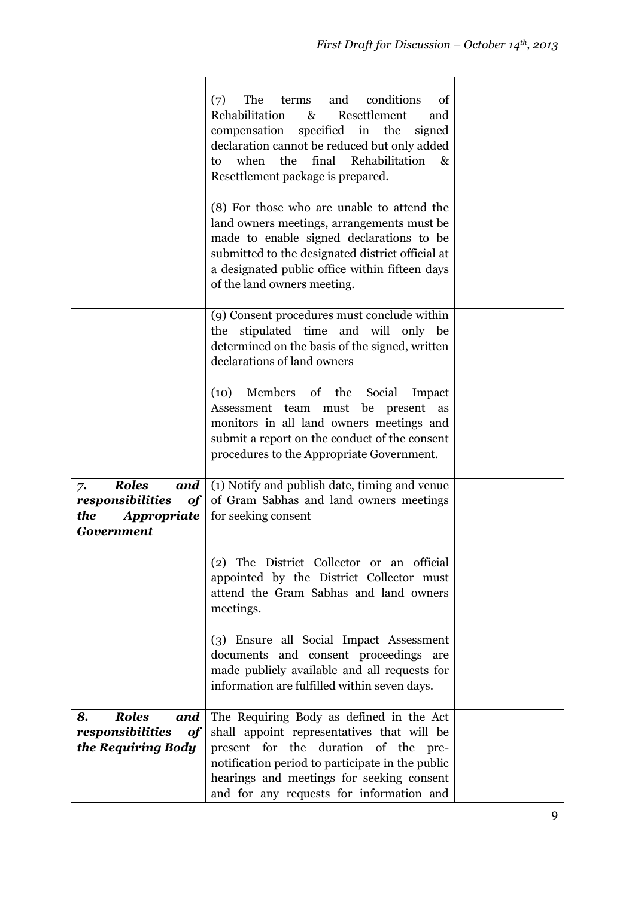| | | |
|---|---|---|
| | (7) The terms and conditions of Rehabilitation & Resettlement and compensation specified in the signed declaration cannot be reduced but only added to when the final Rehabilitation & Resettlement package is prepared. | |
| | (8) For those who are unable to attend the land owners meetings, arrangements must be made to enable signed declarations to be submitted to the designated district official at a designated public office within fifteen days of the land owners meeting. | |
| | (9) Consent procedures must conclude within the stipulated time and will only be determined on the basis of the signed, written declarations of land owners | |
| | (10) Members of the Social Impact Assessment team must be present as monitors in all land owners meetings and submit a report on the conduct of the consent procedures to the Appropriate Government. | |
| ***7. Roles and responsibilities of the Appropriate Government*** | (1) Notify and publish date, timing and venue of Gram Sabhas and land owners meetings for seeking consent | |
| | (2) The District Collector or an official appointed by the District Collector must attend the Gram Sabhas and land owners meetings. | |
| | (3) Ensure all Social Impact Assessment documents and consent proceedings are made publicly available and all requests for information are fulfilled within seven days. | |
| ***8. Roles and responsibilities of the Requiring Body*** | The Requiring Body as defined in the Act shall appoint representatives that will be present for the duration of the pre-notification period to participate in the public hearings and meetings for seeking consent and for any requests for information and | |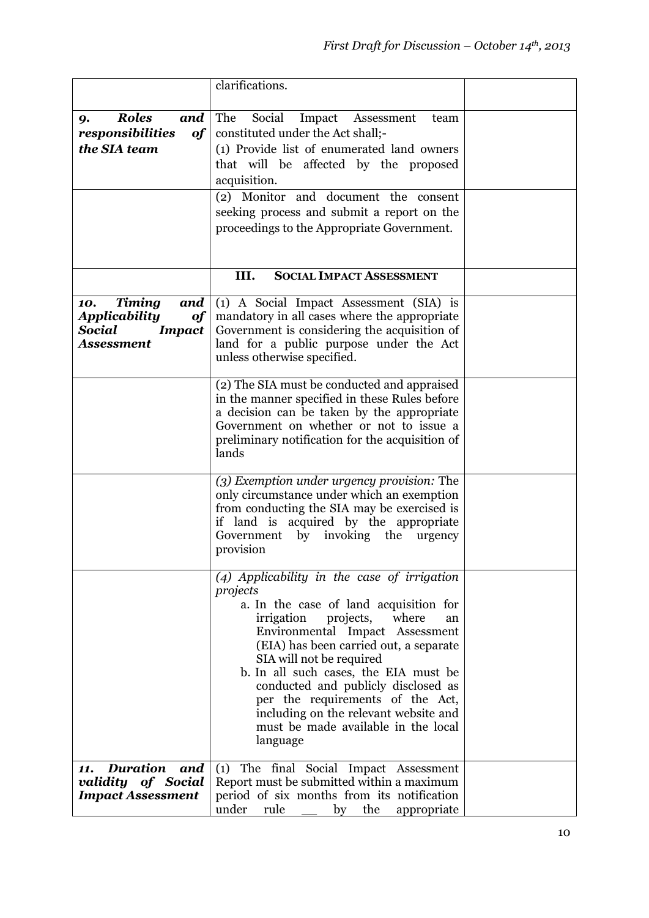| | | |
|---|---|---|
| | clarifications. | |
| ***9. Roles and responsibilities of the SIA team*** | The Social Impact Assessment team constituted under the Act shall;-<br>(1) Provide list of enumerated land owners that will be affected by the proposed acquisition. | |
| | (2) Monitor and document the consent seeking process and submit a report on the proceedings to the Appropriate Government. | |
| | **III. SOCIAL IMPACT ASSESSMENT** | |
| ***10. Timing and Applicability of Social Impact Assessment*** | (1) A Social Impact Assessment (SIA) is mandatory in all cases where the appropriate Government is considering the acquisition of land for a public purpose under the Act unless otherwise specified. | |
| | (2) The SIA must be conducted and appraised in the manner specified in these Rules before a decision can be taken by the appropriate Government on whether or not to issue a preliminary notification for the acquisition of lands | |
| | *(3) Exemption under urgency provision:* The only circumstance under which an exemption from conducting the SIA may be exercised is if land is acquired by the appropriate Government by invoking the urgency provision | |
| | *(4) Applicability in the case of irrigation projects*<br>a. In the case of land acquisition for irrigation projects, where an Environmental Impact Assessment (EIA) has been carried out, a separate SIA will not be required<br>b. In all such cases, the EIA must be conducted and publicly disclosed as per the requirements of the Act, including on the relevant website and must be made available in the local language | |
| ***11. Duration and validity of Social Impact Assessment*** | (1) The final Social Impact Assessment Report must be submitted within a maximum period of six months from its notification under rule __ by the appropriate | |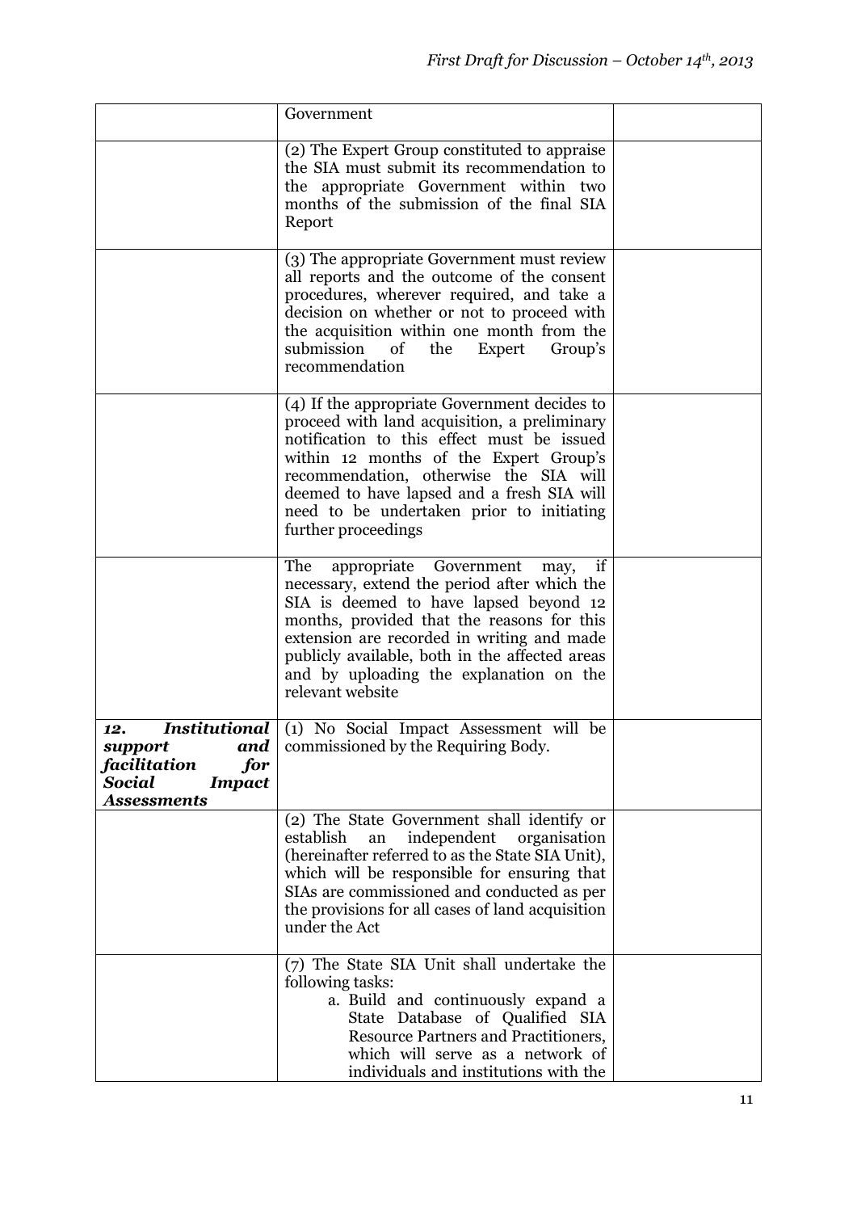|  |  |  |
|---|---|---|
|  | Government |  |
|  | (2) The Expert Group constituted to appraise the SIA must submit its recommendation to the appropriate Government within two months of the submission of the final SIA Report |  |
|  | (3) The appropriate Government must review all reports and the outcome of the consent procedures, wherever required, and take a decision on whether or not to proceed with the acquisition within one month from the submission of the Expert Group's recommendation |  |
|  | (4) If the appropriate Government decides to proceed with land acquisition, a preliminary notification to this effect must be issued within 12 months of the Expert Group's recommendation, otherwise the SIA will deemed to have lapsed and a fresh SIA will need to be undertaken prior to initiating further proceedings |  |
|  | The appropriate Government may, if necessary, extend the period after which the SIA is deemed to have lapsed beyond 12 months, provided that the reasons for this extension are recorded in writing and made publicly available, both in the affected areas and by uploading the explanation on the relevant website |  |
| ***12. Institutional support and facilitation for Social Impact Assessments*** | (1) No Social Impact Assessment will be commissioned by the Requiring Body. |  |
|  | (2) The State Government shall identify or establish an independent organisation (hereinafter referred to as the State SIA Unit), which will be responsible for ensuring that SIAs are commissioned and conducted as per the provisions for all cases of land acquisition under the Act |  |
|  | (7) The State SIA Unit shall undertake the following tasks:<br>a. Build and continuously expand a State Database of Qualified SIA Resource Partners and Practitioners, which will serve as a network of individuals and institutions with the |  |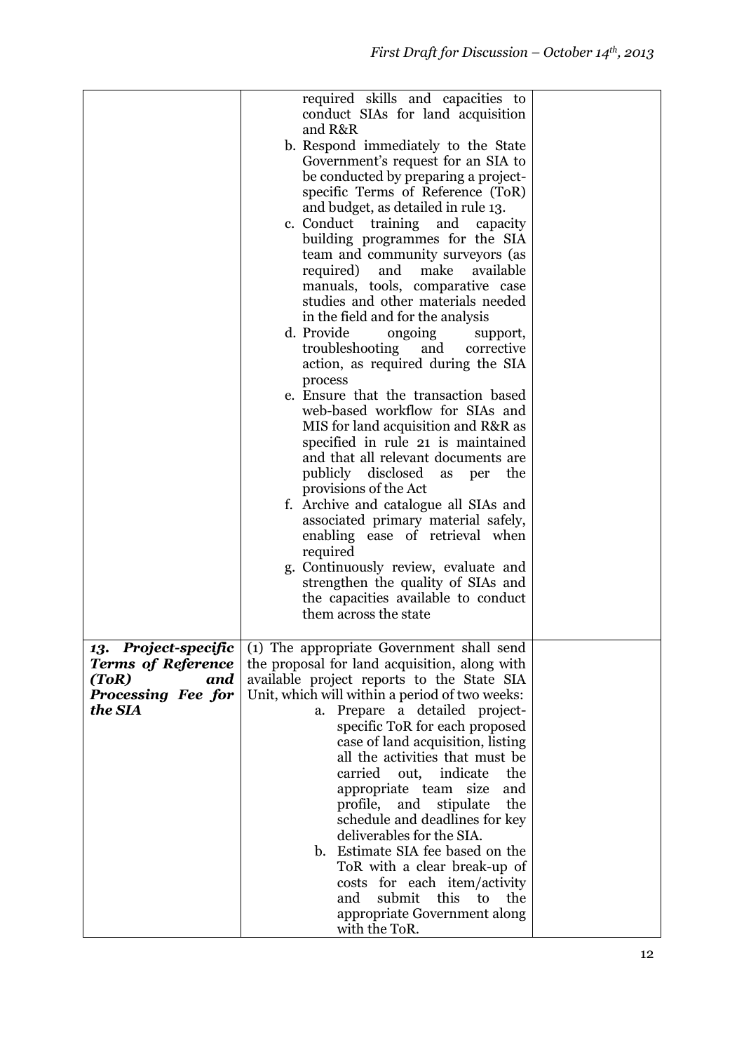| | | |
|---|---|---|
| | required skills and capacities to conduct SIAs for land acquisition and R&R<br>b. Respond immediately to the State Government's request for an SIA to be conducted by preparing a project-specific Terms of Reference (ToR) and budget, as detailed in rule 13.<br>c. Conduct training and capacity building programmes for the SIA team and community surveyors (as required) and make available manuals, tools, comparative case studies and other materials needed in the field and for the analysis<br>d. Provide ongoing support, troubleshooting and corrective action, as required during the SIA process<br>e. Ensure that the transaction based web-based workflow for SIAs and MIS for land acquisition and R&R as specified in rule 21 is maintained and that all relevant documents are publicly disclosed as per the provisions of the Act<br>f. Archive and catalogue all SIAs and associated primary material safely, enabling ease of retrieval when required<br>g. Continuously review, evaluate and strengthen the quality of SIAs and the capacities available to conduct them across the state | |
| ***13. Project-specific Terms of Reference (ToR) and Processing Fee for the SIA*** | (1) The appropriate Government shall send the proposal for land acquisition, along with available project reports to the State SIA Unit, which will within a period of two weeks:<br>a. Prepare a detailed project-specific ToR for each proposed case of land acquisition, listing all the activities that must be carried out, indicate the appropriate team size and profile, and stipulate the schedule and deadlines for key deliverables for the SIA.<br>b. Estimate SIA fee based on the ToR with a clear break-up of costs for each item/activity and submit this to the appropriate Government along with the ToR. | |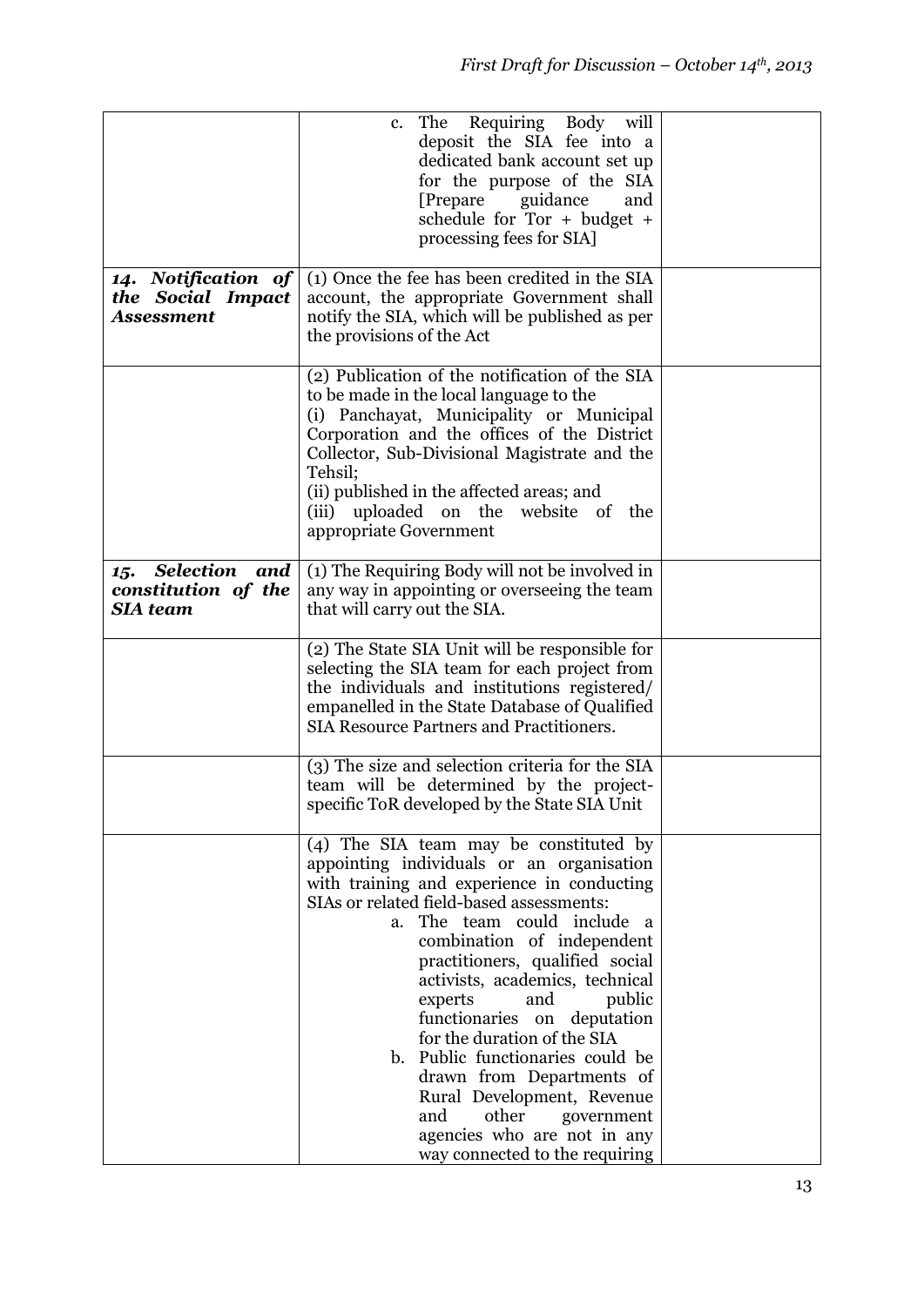| | | |
|---|---|---|
| | c. The Requiring Body will deposit the SIA fee into a dedicated bank account set up for the purpose of the SIA [Prepare guidance and schedule for Tor + budget + processing fees for SIA] | |
| ***14. Notification of the Social Impact Assessment*** | (1) Once the fee has been credited in the SIA account, the appropriate Government shall notify the SIA, which will be published as per the provisions of the Act | |
| | (2) Publication of the notification of the SIA to be made in the local language to the<br>(i) Panchayat, Municipality or Municipal Corporation and the offices of the District Collector, Sub-Divisional Magistrate and the Tehsil;<br>(ii) published in the affected areas; and<br>(iii) uploaded on the website of the appropriate Government | |
| ***15. Selection and constitution of the SIA team*** | (1) The Requiring Body will not be involved in any way in appointing or overseeing the team that will carry out the SIA. | |
| | (2) The State SIA Unit will be responsible for selecting the SIA team for each project from the individuals and institutions registered/ empanelled in the State Database of Qualified SIA Resource Partners and Practitioners. | |
| | (3) The size and selection criteria for the SIA team will be determined by the project-specific ToR developed by the State SIA Unit | |
| | (4) The SIA team may be constituted by appointing individuals or an organisation with training and experience in conducting SIAs or related field-based assessments:<br>a. The team could include a combination of independent practitioners, qualified social activists, academics, technical experts and public functionaries on deputation for the duration of the SIA<br>b. Public functionaries could be drawn from Departments of Rural Development, Revenue and other government agencies who are not in any way connected to the requiring | |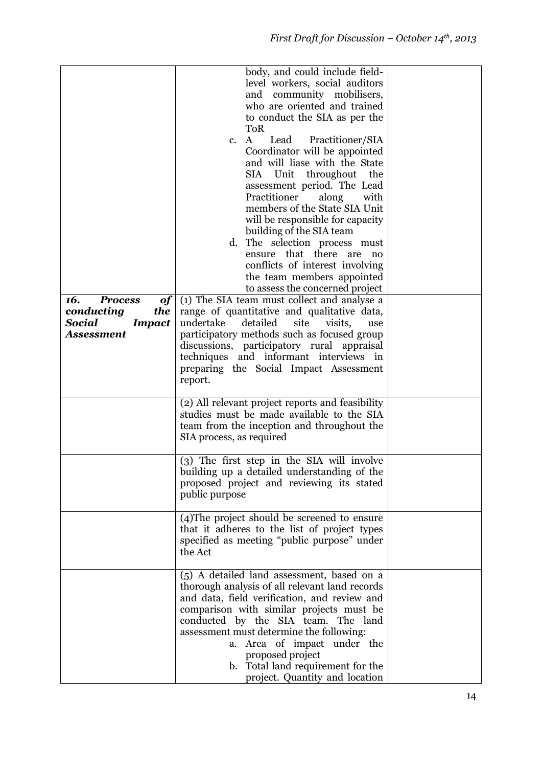| | | |
|---|---|---|
| | body, and could include field-level workers, social auditors and community mobilisers, who are oriented and trained to conduct the SIA as per the ToR<br>c. A Lead Practitioner/SIA Coordinator will be appointed and will liase with the State SIA Unit throughout the assessment period. The Lead Practitioner along with members of the State SIA Unit will be responsible for capacity building of the SIA team<br>d. The selection process must ensure that there are no conflicts of interest involving the team members appointed to assess the concerned project | |
| ***16. Process of conducting the Social Impact Assessment*** | (1) The SIA team must collect and analyse a range of quantitative and qualitative data, undertake detailed site visits, use participatory methods such as focused group discussions, participatory rural appraisal techniques and informant interviews in preparing the Social Impact Assessment report. | |
| | (2) All relevant project reports and feasibility studies must be made available to the SIA team from the inception and throughout the SIA process, as required | |
| | (3) The first step in the SIA will involve building up a detailed understanding of the proposed project and reviewing its stated public purpose | |
| | (4)The project should be screened to ensure that it adheres to the list of project types specified as meeting "public purpose" under the Act | |
| | (5) A detailed land assessment, based on a thorough analysis of all relevant land records and data, field verification, and review and comparison with similar projects must be conducted by the SIA team. The land assessment must determine the following:<br>a. Area of impact under the proposed project<br>b. Total land requirement for the project. Quantity and location | |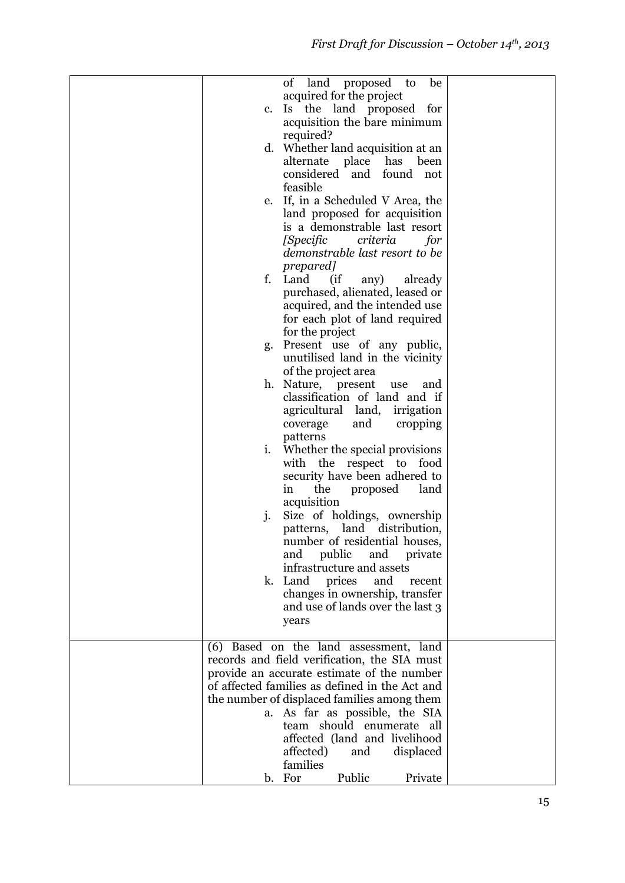| | | |
|---|---|---|
| | of land proposed to be acquired for the project<br>c. Is the land proposed for acquisition the bare minimum required?<br>d. Whether land acquisition at an alternate place has been considered and found not feasible<br>e. If, in a Scheduled V Area, the land proposed for acquisition is a demonstrable last resort *[Specific criteria for demonstrable last resort to be prepared]*<br>f. Land (if any) already purchased, alienated, leased or acquired, and the intended use for each plot of land required for the project<br>g. Present use of any public, unutilised land in the vicinity of the project area<br>h. Nature, present use and classification of land and if agricultural land, irrigation coverage and cropping patterns<br>i. Whether the special provisions with the respect to food security have been adhered to in the proposed land acquisition<br>j. Size of holdings, ownership patterns, land distribution, number of residential houses, and public and private infrastructure and assets<br>k. Land prices and recent changes in ownership, transfer and use of lands over the last 3 years | |
| | (6) Based on the land assessment, land records and field verification, the SIA must provide an accurate estimate of the number of affected families as defined in the Act and the number of displaced families among them<br>a. As far as possible, the SIA team should enumerate all affected (land and livelihood affected) and displaced families<br>b. For Public Private | |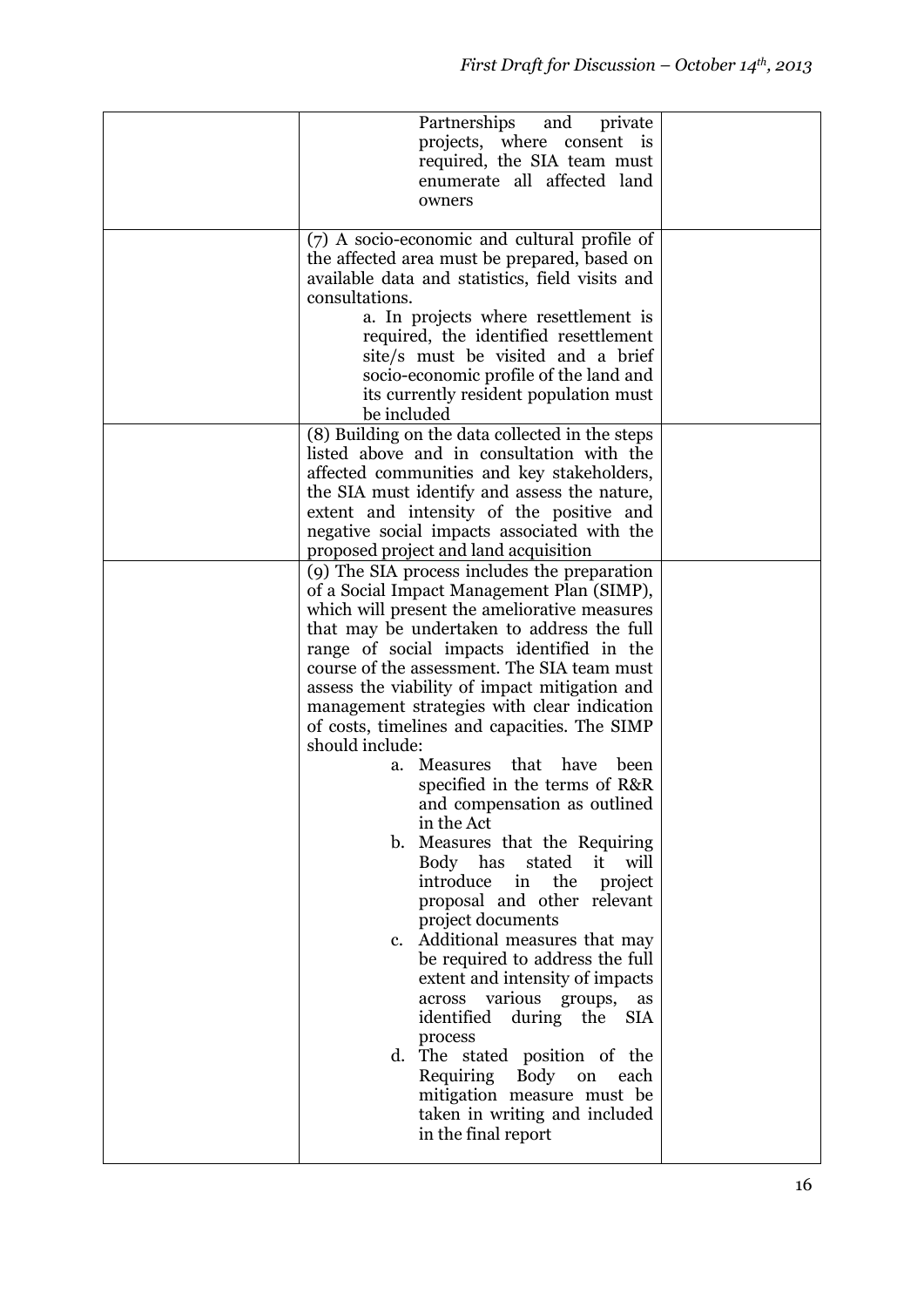| | | |
|---|---|---|
| | Partnerships and private projects, where consent is required, the SIA team must enumerate all affected land owners | |
| | (7) A socio-economic and cultural profile of the affected area must be prepared, based on available data and statistics, field visits and consultations.<br>a. In projects where resettlement is required, the identified resettlement site/s must be visited and a brief socio-economic profile of the land and its currently resident population must be included | |
| | (8) Building on the data collected in the steps listed above and in consultation with the affected communities and key stakeholders, the SIA must identify and assess the nature, extent and intensity of the positive and negative social impacts associated with the proposed project and land acquisition | |
| | (9) The SIA process includes the preparation of a Social Impact Management Plan (SIMP), which will present the ameliorative measures that may be undertaken to address the full range of social impacts identified in the course of the assessment. The SIA team must assess the viability of impact mitigation and management strategies with clear indication of costs, timelines and capacities. The SIMP should include:<br>a. Measures that have been specified in the terms of R&R and compensation as outlined in the Act<br>b. Measures that the Requiring Body has stated it will introduce in the project proposal and other relevant project documents<br>c. Additional measures that may be required to address the full extent and intensity of impacts across various groups, as identified during the SIA process<br>d. The stated position of the Requiring Body on each mitigation measure must be taken in writing and included in the final report | |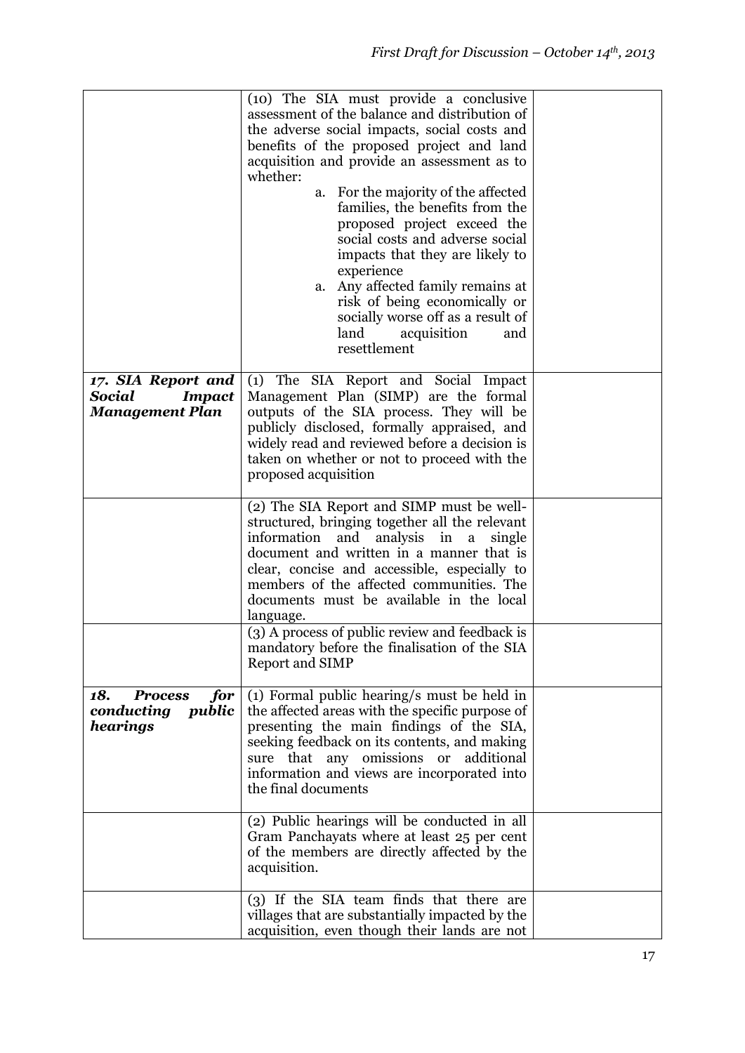| | | |
|---|---|---|
| | (10) The SIA must provide a conclusive assessment of the balance and distribution of the adverse social impacts, social costs and benefits of the proposed project and land acquisition and provide an assessment as to whether:<br>a. For the majority of the affected families, the benefits from the proposed project exceed the social costs and adverse social impacts that they are likely to experience<br>a. Any affected family remains at risk of being economically or socially worse off as a result of land acquisition and resettlement | |
| ***17. SIA Report and Social Impact Management Plan*** | (1) The SIA Report and Social Impact Management Plan (SIMP) are the formal outputs of the SIA process. They will be publicly disclosed, formally appraised, and widely read and reviewed before a decision is taken on whether or not to proceed with the proposed acquisition | |
| | (2) The SIA Report and SIMP must be well-structured, bringing together all the relevant information and analysis in a single document and written in a manner that is clear, concise and accessible, especially to members of the affected communities. The documents must be available in the local language. | |
| | (3) A process of public review and feedback is mandatory before the finalisation of the SIA Report and SIMP | |
| ***18. Process for conducting public hearings*** | (1) Formal public hearing/s must be held in the affected areas with the specific purpose of presenting the main findings of the SIA, seeking feedback on its contents, and making sure that any omissions or additional information and views are incorporated into the final documents | |
| | (2) Public hearings will be conducted in all Gram Panchayats where at least 25 per cent of the members are directly affected by the acquisition. | |
| | (3) If the SIA team finds that there are villages that are substantially impacted by the acquisition, even though their lands are not | |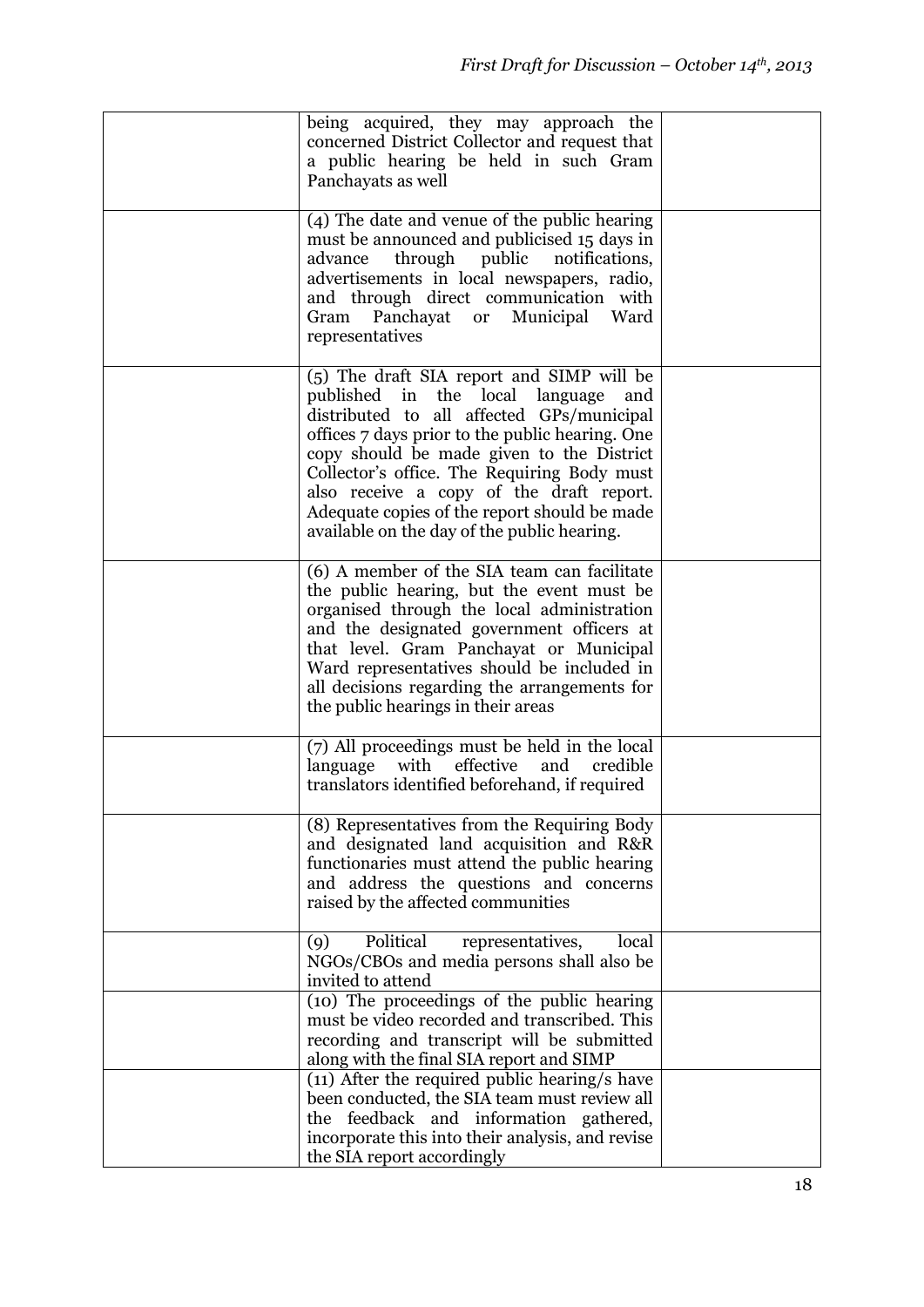| | | |
|---|---|---|
| | being acquired, they may approach the concerned District Collector and request that a public hearing be held in such Gram Panchayats as well | |
| | (4) The date and venue of the public hearing must be announced and publicised 15 days in advance through public notifications, advertisements in local newspapers, radio, and through direct communication with Gram Panchayat or Municipal Ward representatives | |
| | (5) The draft SIA report and SIMP will be published in the local language and distributed to all affected GPs/municipal offices 7 days prior to the public hearing. One copy should be made given to the District Collector's office. The Requiring Body must also receive a copy of the draft report. Adequate copies of the report should be made available on the day of the public hearing. | |
| | (6) A member of the SIA team can facilitate the public hearing, but the event must be organised through the local administration and the designated government officers at that level. Gram Panchayat or Municipal Ward representatives should be included in all decisions regarding the arrangements for the public hearings in their areas | |
| | (7) All proceedings must be held in the local language with effective and credible translators identified beforehand, if required | |
| | (8) Representatives from the Requiring Body and designated land acquisition and R&R functionaries must attend the public hearing and address the questions and concerns raised by the affected communities | |
| | (9) Political representatives, local NGOs/CBOs and media persons shall also be invited to attend | |
| | (10) The proceedings of the public hearing must be video recorded and transcribed. This recording and transcript will be submitted along with the final SIA report and SIMP | |
| | (11) After the required public hearing/s have been conducted, the SIA team must review all the feedback and information gathered, incorporate this into their analysis, and revise the SIA report accordingly | |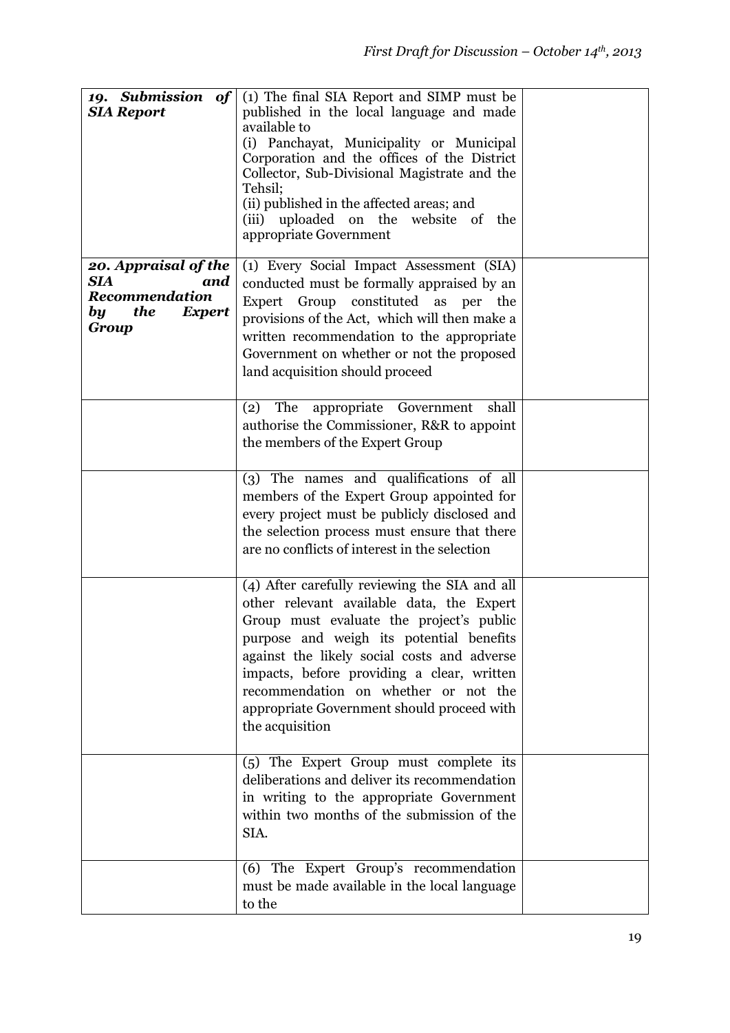| | | |
|---|---|---|
| ***19. Submission of SIA Report*** | (1) The final SIA Report and SIMP must be published in the local language and made available to<br>(i) Panchayat, Municipality or Municipal Corporation and the offices of the District Collector, Sub-Divisional Magistrate and the Tehsil;<br>(ii) published in the affected areas; and<br>(iii) uploaded on the website of the appropriate Government | |
| ***20. Appraisal of the SIA and Recommendation by the Expert Group*** | (1) Every Social Impact Assessment (SIA) conducted must be formally appraised by an Expert Group constituted as per the provisions of the Act, which will then make a written recommendation to the appropriate Government on whether or not the proposed land acquisition should proceed | |
| | (2) The appropriate Government shall authorise the Commissioner, R&R to appoint the members of the Expert Group | |
| | (3) The names and qualifications of all members of the Expert Group appointed for every project must be publicly disclosed and the selection process must ensure that there are no conflicts of interest in the selection | |
| | (4) After carefully reviewing the SIA and all other relevant available data, the Expert Group must evaluate the project's public purpose and weigh its potential benefits against the likely social costs and adverse impacts, before providing a clear, written recommendation on whether or not the appropriate Government should proceed with the acquisition | |
| | (5) The Expert Group must complete its deliberations and deliver its recommendation in writing to the appropriate Government within two months of the submission of the SIA. | |
| | (6) The Expert Group's recommendation must be made available in the local language to the | |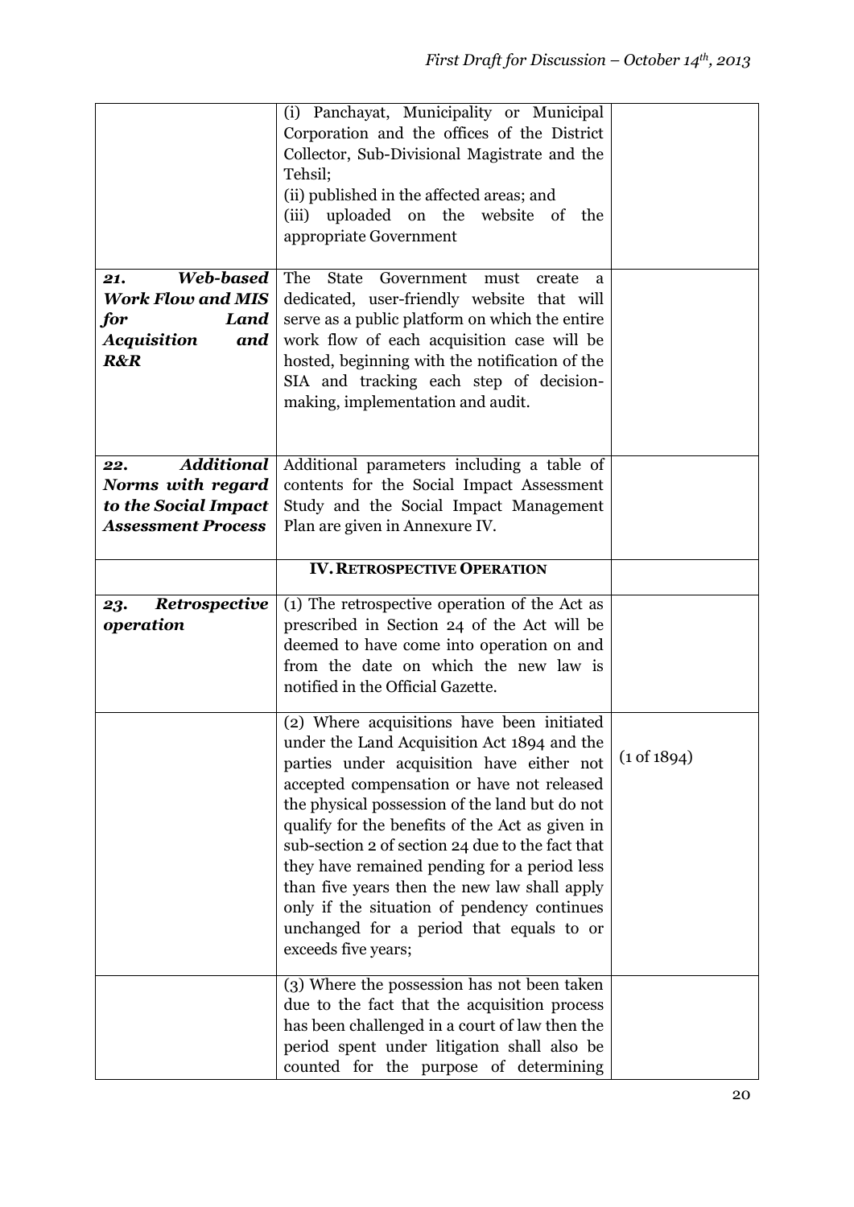| | | |
|---|---|---|
| | (i) Panchayat, Municipality or Municipal Corporation and the offices of the District Collector, Sub-Divisional Magistrate and the Tehsil;<br>(ii) published in the affected areas; and<br>(iii) uploaded on the website of the appropriate Government | |
| ***21. Web-based Work Flow and MIS for Land Acquisition and R&R*** | The State Government must create a dedicated, user-friendly website that will serve as a public platform on which the entire work flow of each acquisition case will be hosted, beginning with the notification of the SIA and tracking each step of decision-making, implementation and audit. | |
| ***22. Additional Norms with regard to the Social Impact Assessment Process*** | Additional parameters including a table of contents for the Social Impact Assessment Study and the Social Impact Management Plan are given in Annexure IV. | |
| | **IV. RETROSPECTIVE OPERATION** | |
| ***23. Retrospective operation*** | (1) The retrospective operation of the Act as prescribed in Section 24 of the Act will be deemed to have come into operation on and from the date on which the new law is notified in the Official Gazette. | |
| | (2) Where acquisitions have been initiated under the Land Acquisition Act 1894 and the parties under acquisition have either not accepted compensation or have not released the physical possession of the land but do not qualify for the benefits of the Act as given in sub-section 2 of section 24 due to the fact that they have remained pending for a period less than five years then the new law shall apply only if the situation of pendency continues unchanged for a period that equals to or exceeds five years; | (1 of 1894) |
| | (3) Where the possession has not been taken due to the fact that the acquisition process has been challenged in a court of law then the period spent under litigation shall also be counted for the purpose of determining | |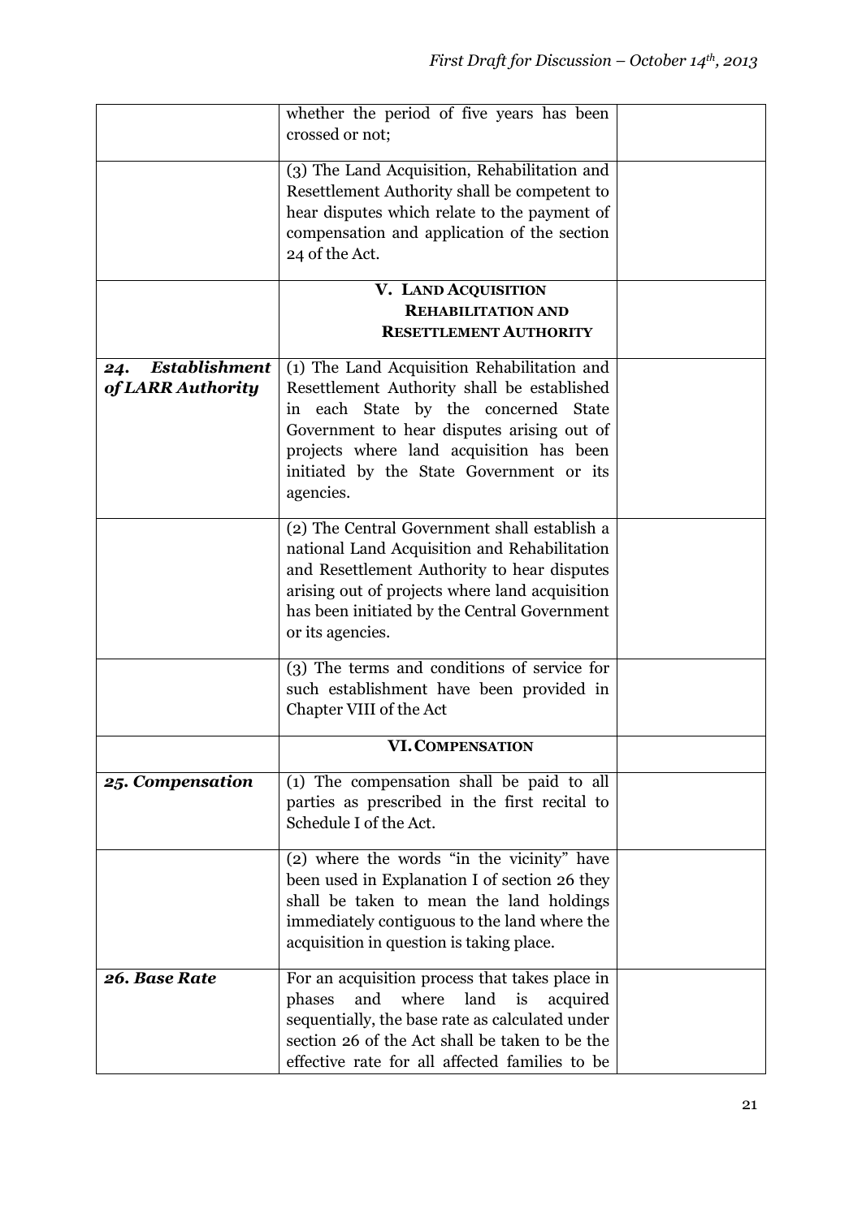| | | |
|---|---|---|
| | whether the period of five years has been crossed or not; | |
| | (3) The Land Acquisition, Rehabilitation and Resettlement Authority shall be competent to hear disputes which relate to the payment of compensation and application of the section 24 of the Act. | |
| | **V. LAND ACQUISITION REHABILITATION AND RESETTLEMENT AUTHORITY** | |
| ***24. Establishment of LARR Authority*** | (1) The Land Acquisition Rehabilitation and Resettlement Authority shall be established in each State by the concerned State Government to hear disputes arising out of projects where land acquisition has been initiated by the State Government or its agencies. | |
| | (2) The Central Government shall establish a national Land Acquisition and Rehabilitation and Resettlement Authority to hear disputes arising out of projects where land acquisition has been initiated by the Central Government or its agencies. | |
| | (3) The terms and conditions of service for such establishment have been provided in Chapter VIII of the Act | |
| | **VI. COMPENSATION** | |
| ***25. Compensation*** | (1) The compensation shall be paid to all parties as prescribed in the first recital to Schedule I of the Act. | |
| | (2) where the words "in the vicinity" have been used in Explanation I of section 26 they shall be taken to mean the land holdings immediately contiguous to the land where the acquisition in question is taking place. | |
| ***26. Base Rate*** | For an acquisition process that takes place in phases and where land is acquired sequentially, the base rate as calculated under section 26 of the Act shall be taken to be the effective rate for all affected families to be | |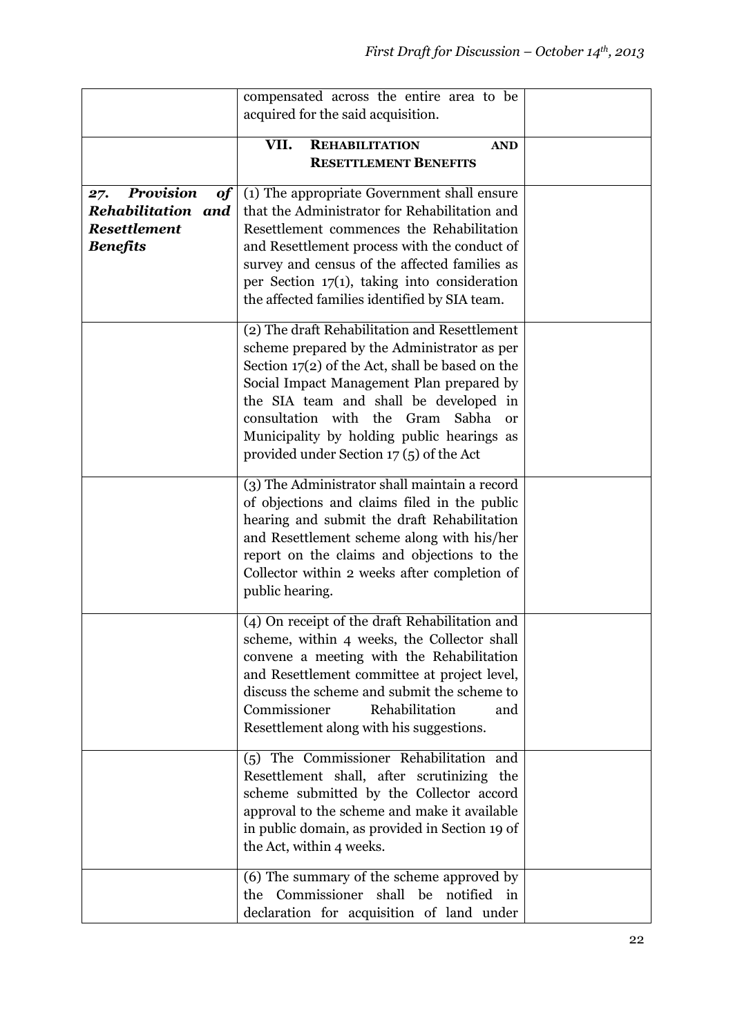| | | |
|---|---|---|
| | compensated across the entire area to be acquired for the said acquisition. | |
| | **VII. REHABILITATION AND RESETTLEMENT BENEFITS** | |
| ***27. Provision of Rehabilitation and Resettlement Benefits*** | (1) The appropriate Government shall ensure that the Administrator for Rehabilitation and Resettlement commences the Rehabilitation and Resettlement process with the conduct of survey and census of the affected families as per Section 17(1), taking into consideration the affected families identified by SIA team. | |
| | (2) The draft Rehabilitation and Resettlement scheme prepared by the Administrator as per Section 17(2) of the Act, shall be based on the Social Impact Management Plan prepared by the SIA team and shall be developed in consultation with the Gram Sabha or Municipality by holding public hearings as provided under Section 17 (5) of the Act | |
| | (3) The Administrator shall maintain a record of objections and claims filed in the public hearing and submit the draft Rehabilitation and Resettlement scheme along with his/her report on the claims and objections to the Collector within 2 weeks after completion of public hearing. | |
| | (4) On receipt of the draft Rehabilitation and scheme, within 4 weeks, the Collector shall convene a meeting with the Rehabilitation and Resettlement committee at project level, discuss the scheme and submit the scheme to Commissioner Rehabilitation and Resettlement along with his suggestions. | |
| | (5) The Commissioner Rehabilitation and Resettlement shall, after scrutinizing the scheme submitted by the Collector accord approval to the scheme and make it available in public domain, as provided in Section 19 of the Act, within 4 weeks. | |
| | (6) The summary of the scheme approved by the Commissioner shall be notified in declaration for acquisition of land under | |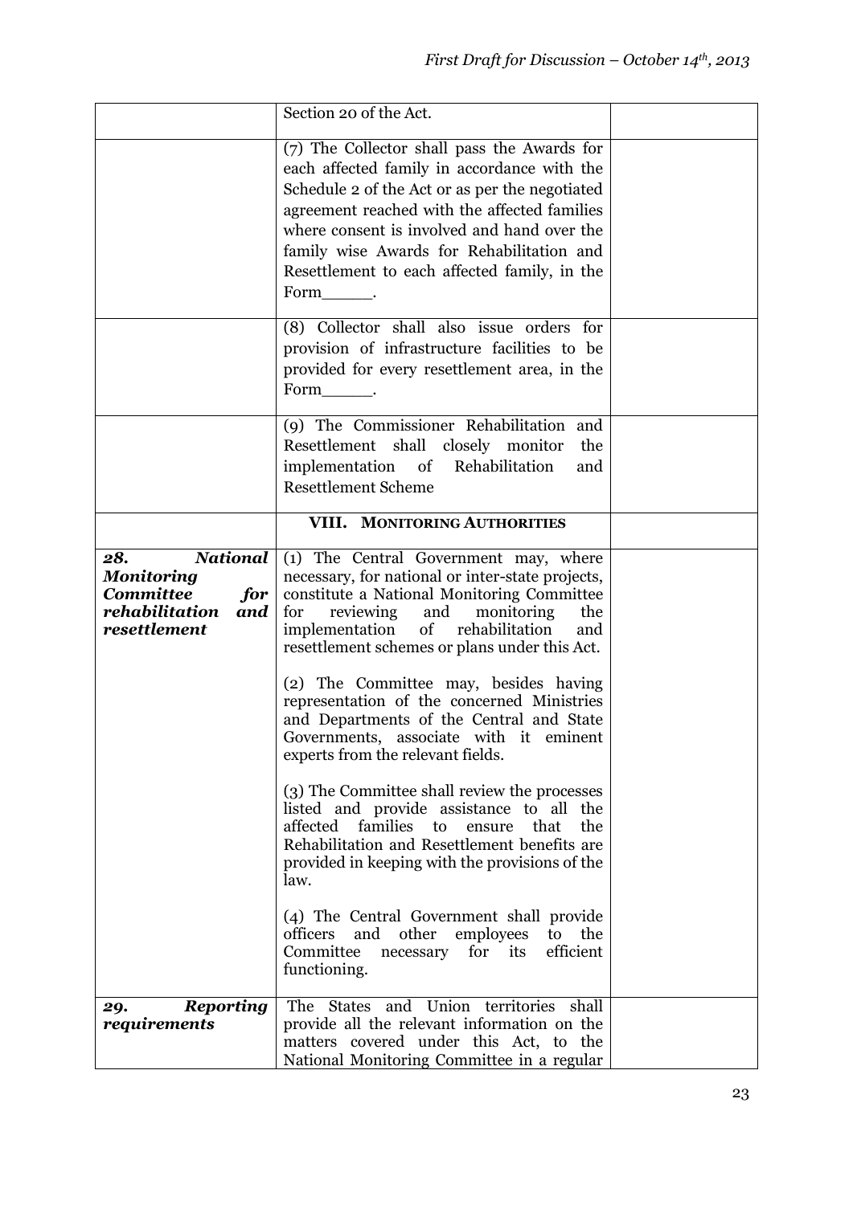| | | |
|---|---|---|
| | Section 20 of the Act. | |
| | (7) The Collector shall pass the Awards for each affected family in accordance with the Schedule 2 of the Act or as per the negotiated agreement reached with the affected families where consent is involved and hand over the family wise Awards for Rehabilitation and Resettlement to each affected family, in the Form\_\_\_\_\_\_. | |
| | (8) Collector shall also issue orders for provision of infrastructure facilities to be provided for every resettlement area, in the Form\_\_\_\_\_\_. | |
| | (9) The Commissioner Rehabilitation and Resettlement shall closely monitor the implementation of Rehabilitation and Resettlement Scheme | |
| | **VIII. MONITORING AUTHORITIES** | |
| ***28. National Monitoring Committee for rehabilitation and resettlement*** | (1) The Central Government may, where necessary, for national or inter-state projects, constitute a National Monitoring Committee for reviewing and monitoring the implementation of rehabilitation and resettlement schemes or plans under this Act.<br><br>(2) The Committee may, besides having representation of the concerned Ministries and Departments of the Central and State Governments, associate with it eminent experts from the relevant fields.<br><br>(3) The Committee shall review the processes listed and provide assistance to all the affected families to ensure that the Rehabilitation and Resettlement benefits are provided in keeping with the provisions of the law.<br><br>(4) The Central Government shall provide officers and other employees to the Committee necessary for its efficient functioning. | |
| ***29. Reporting requirements*** | The States and Union territories shall provide all the relevant information on the matters covered under this Act, to the National Monitoring Committee in a regular | |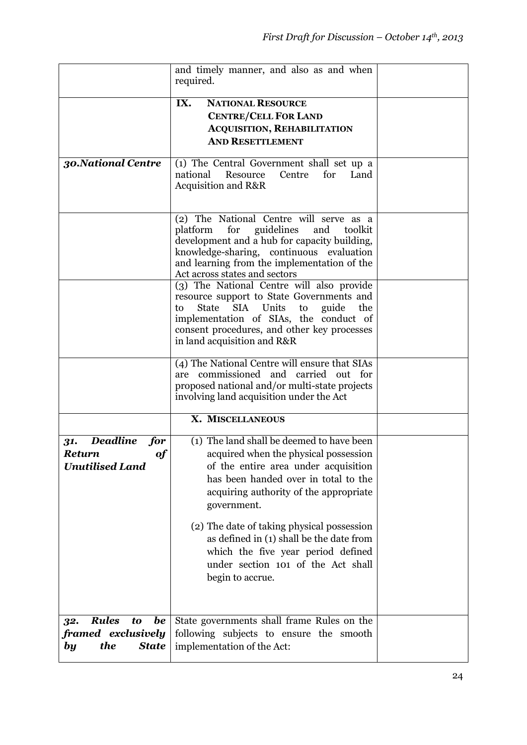| | | |
|---|---|---|
| | and timely manner, and also as and when required. | |
| | **IX. NATIONAL RESOURCE CENTRE/CELL FOR LAND ACQUISITION, REHABILITATION AND RESETTLEMENT** | |
| ***30.National Centre*** | (1) The Central Government shall set up a national Resource Centre for Land Acquisition and R&R | |
| | (2) The National Centre will serve as a platform for guidelines and toolkit development and a hub for capacity building, knowledge-sharing, continuous evaluation and learning from the implementation of the Act across states and sectors | |
| | (3) The National Centre will also provide resource support to State Governments and to State SIA Units to guide the implementation of SIAs, the conduct of consent procedures, and other key processes in land acquisition and R&R | |
| | (4) The National Centre will ensure that SIAs are commissioned and carried out for proposed national and/or multi-state projects involving land acquisition under the Act | |
| | **X. MISCELLANEOUS** | |
| ***31. Deadline for Return of Unutilised Land*** | (1) The land shall be deemed to have been acquired when the physical possession of the entire area under acquisition has been handed over in total to the acquiring authority of the appropriate government.<br><br>(2) The date of taking physical possession as defined in (1) shall be the date from which the five year period defined under section 101 of the Act shall begin to accrue. | |
| ***32. Rules to be framed exclusively by the State*** | State governments shall frame Rules on the following subjects to ensure the smooth implementation of the Act: | |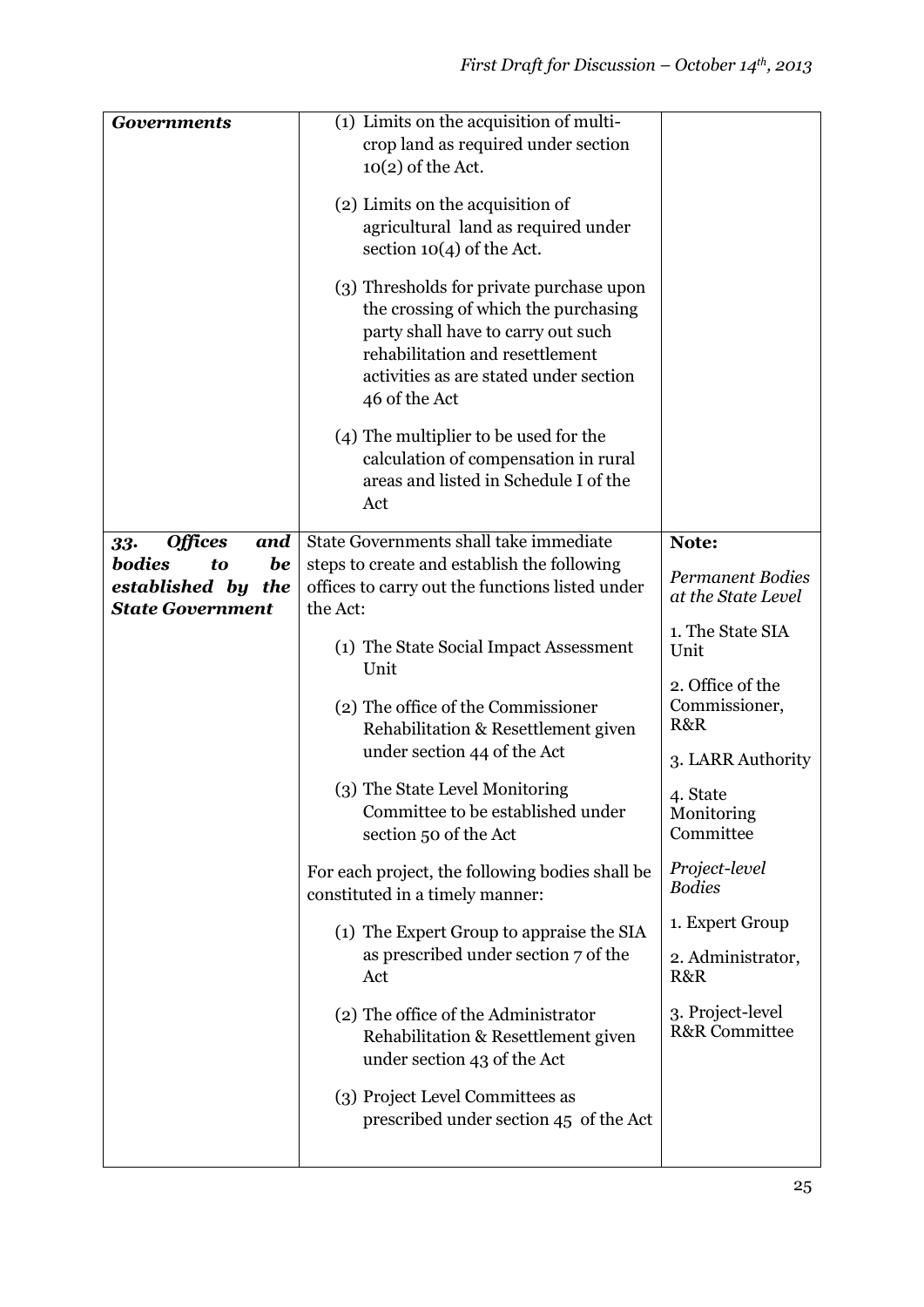| | | |
|---|---|---|
| ***Governments*** | (1) Limits on the acquisition of multi-crop land as required under section 10(2) of the Act.<br><br>(2) Limits on the acquisition of agricultural land as required under section 10(4) of the Act.<br><br>(3) Thresholds for private purchase upon the crossing of which the purchasing party shall have to carry out such rehabilitation and resettlement activities as are stated under section 46 of the Act<br><br>(4) The multiplier to be used for the calculation of compensation in rural areas and listed in Schedule I of the Act | |
| ***33. Offices and bodies to be established by the State Government*** | State Governments shall take immediate steps to create and establish the following offices to carry out the functions listed under the Act:<br><br>(1) The State Social Impact Assessment Unit<br><br>(2) The office of the Commissioner Rehabilitation & Resettlement given under section 44 of the Act<br><br>(3) The State Level Monitoring Committee to be established under section 50 of the Act<br><br>For each project, the following bodies shall be constituted in a timely manner:<br><br>(1) The Expert Group to appraise the SIA as prescribed under section 7 of the Act<br><br>(2) The office of the Administrator Rehabilitation & Resettlement given under section 43 of the Act<br><br>(3) Project Level Committees as prescribed under section 45 of the Act | **Note:**<br><br>*Permanent Bodies at the State Level*<br><br>1. The State SIA Unit<br><br>2. Office of the Commissioner, R&R<br><br>3. LARR Authority<br><br>4. State Monitoring Committee<br><br>*Project-level Bodies*<br><br>1. Expert Group<br><br>2. Administrator, R&R<br><br>3. Project-level R&R Committee |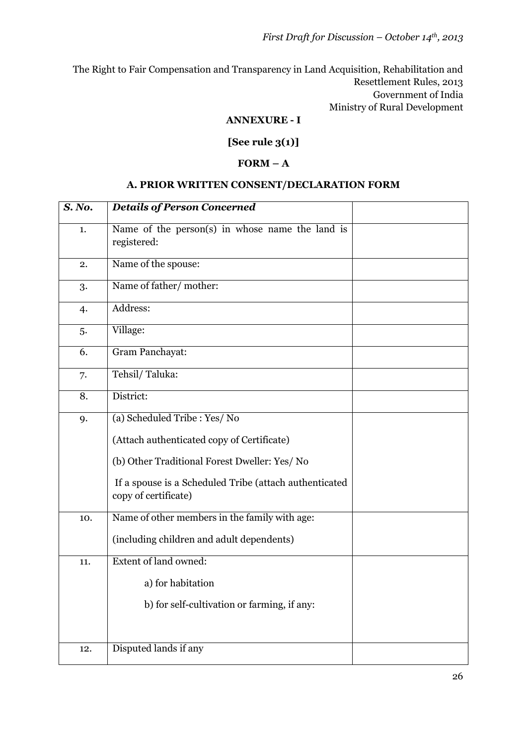*First Draft for Discussion – October 14th, 2013*

The Right to Fair Compensation and Transparency in Land Acquisition, Rehabilitation and Resettlement Rules, 2013
Government of India
Ministry of Rural Development

**ANNEXURE - I**

**[See rule 3(1)]**

**FORM – A**

**A. PRIOR WRITTEN CONSENT/DECLARATION FORM**

| *S. No.* | *Details of Person Concerned* | |
|---|---|---|
| 1. | Name of the person(s) in whose name the land is registered: | |
| 2. | Name of the spouse: | |
| 3. | Name of father/ mother: | |
| 4. | Address: | |
| 5. | Village: | |
| 6. | Gram Panchayat: | |
| 7. | Tehsil/ Taluka: | |
| 8. | District: | |
| 9. | (a) Scheduled Tribe : Yes/ No<br>(Attach authenticated copy of Certificate)<br>(b) Other Traditional Forest Dweller: Yes/ No<br>If a spouse is a Scheduled Tribe (attach authenticated copy of certificate) | |
| 10. | Name of other members in the family with age:<br>(including children and adult dependents) | |
| 11. | Extent of land owned:<br>a) for habitation<br>b) for self-cultivation or farming, if any: | |
| 12. | Disputed lands if any | |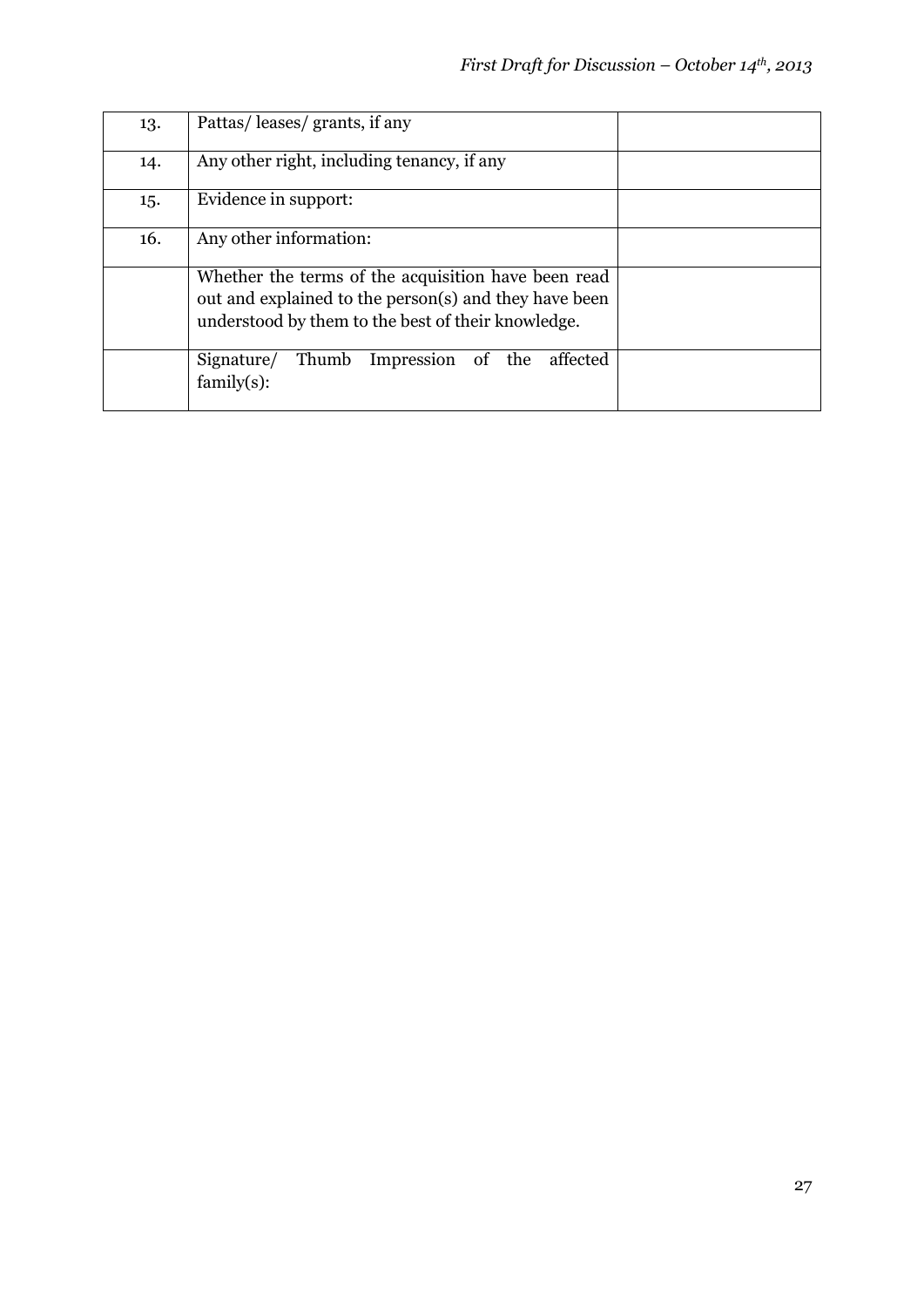| | | |
|---|---|---|
| 13. | Pattas/ leases/ grants, if any | |
| 14. | Any other right, including tenancy, if any | |
| 15. | Evidence in support: | |
| 16. | Any other information: | |
| | Whether the terms of the acquisition have been read out and explained to the person(s) and they have been understood by them to the best of their knowledge. | |
| | Signature/ Thumb Impression of the affected family(s): | |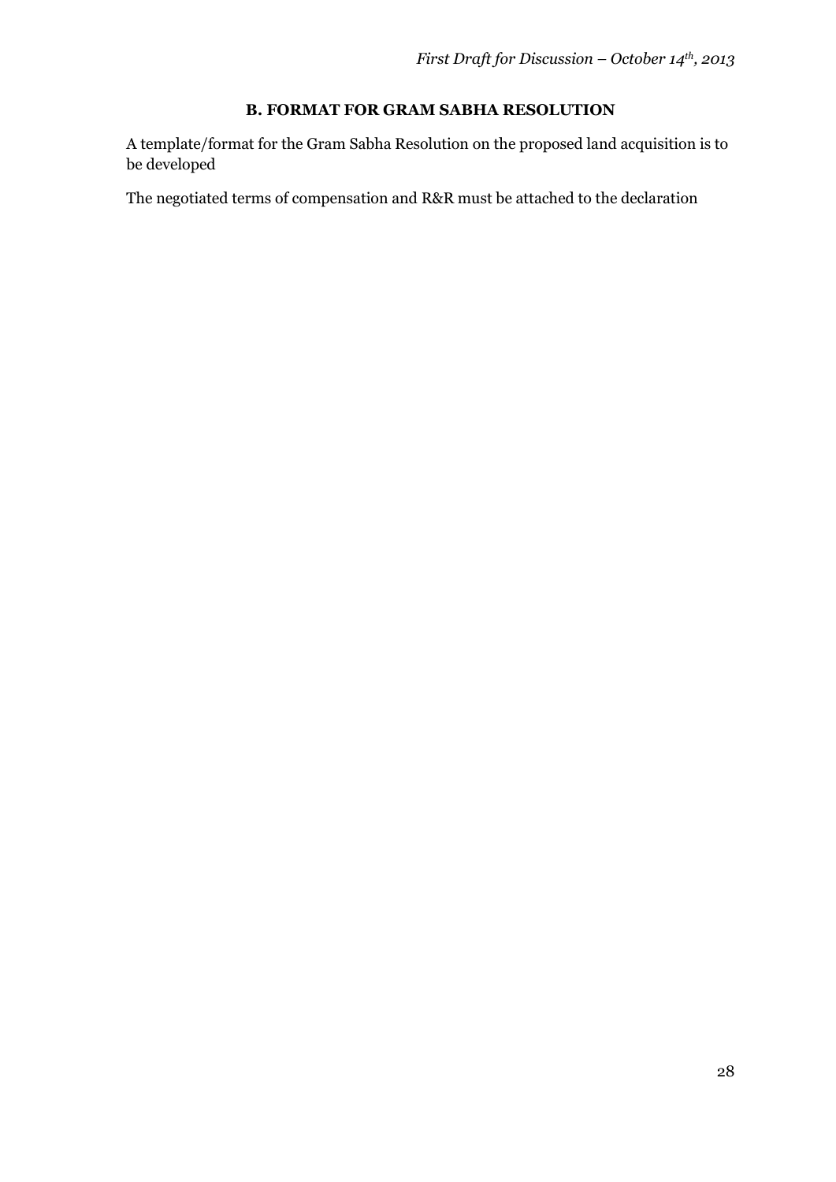## B. FORMAT FOR GRAM SABHA RESOLUTION

A template/format for the Gram Sabha Resolution on the proposed land acquisition is to be developed

The negotiated terms of compensation and R&R must be attached to the declaration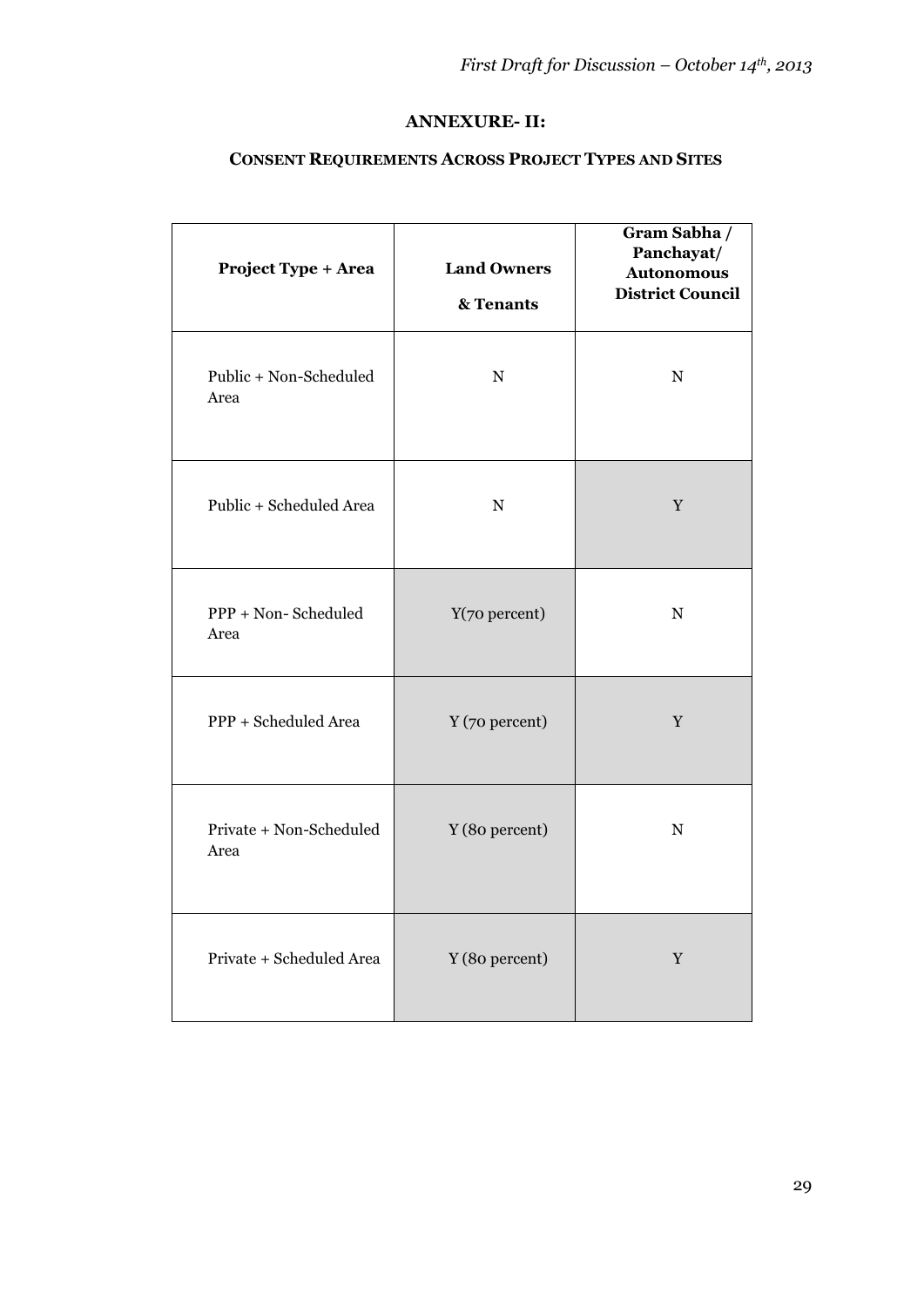## ANNEXURE- II:

### CONSENT REQUIREMENTS ACROSS PROJECT TYPES AND SITES

| Project Type + Area | Land Owners & Tenants | Gram Sabha / Panchayat/ Autonomous District Council |
|---|---|---|
| Public + Non-Scheduled Area | N | N |
| Public + Scheduled Area | N | Y |
| PPP + Non- Scheduled Area | Y(70 percent) | N |
| PPP + Scheduled Area | Y (70 percent) | Y |
| Private + Non-Scheduled Area | Y (80 percent) | N |
| Private + Scheduled Area | Y (80 percent) | Y |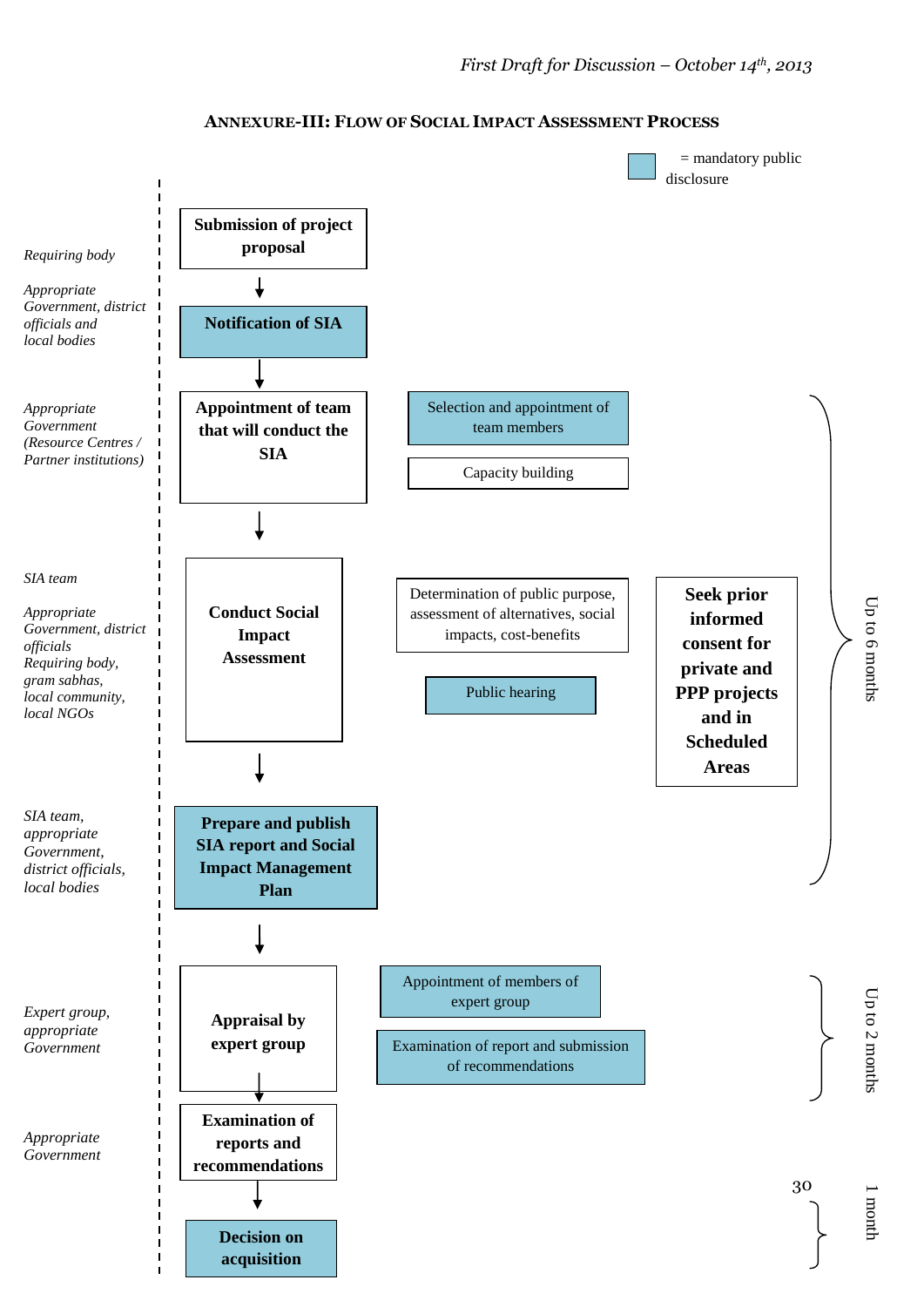## ANNEXURE-III: FLOW OF SOCIAL IMPACT ASSESSMENT PROCESS

(Shaded boxes = mandatory public disclosure)

| Responsible body | Step | Sub-steps / Notes | Timeline |
|---|---|---|---|
| *Requiring body* | **Submission of project proposal** | | |
| *Appropriate Government, district officials and local bodies* | **Notification of SIA** (mandatory public disclosure) | | |
| *Appropriate Government (Resource Centres / Partner institutions)* | **Appointment of team that will conduct the SIA** | Selection and appointment of team members (mandatory public disclosure); Capacity building | Up to 6 months |
| *SIA team; Appropriate Government, district officials; Requiring body, gram sabhas, local community, local NGOs* | **Conduct Social Impact Assessment** | Determination of public purpose, assessment of alternatives, social impacts, cost-benefits; Public hearing (mandatory public disclosure); **Seek prior informed consent for private and PPP projects and in Scheduled Areas** | Up to 6 months |
| *SIA team, appropriate Government, district officials, local bodies* | **Prepare and publish SIA report and Social Impact Management Plan** (mandatory public disclosure) | | Up to 6 months |
| *Expert group, appropriate Government* | **Appraisal by expert group** | Appointment of members of expert group (mandatory public disclosure); Examination of report and submission of recommendations (mandatory public disclosure) | Up to 2 months |
| *Appropriate Government* | **Examination of reports and recommendations** | | 1 month |
| | **Decision on acquisition** (mandatory public disclosure) | | 1 month |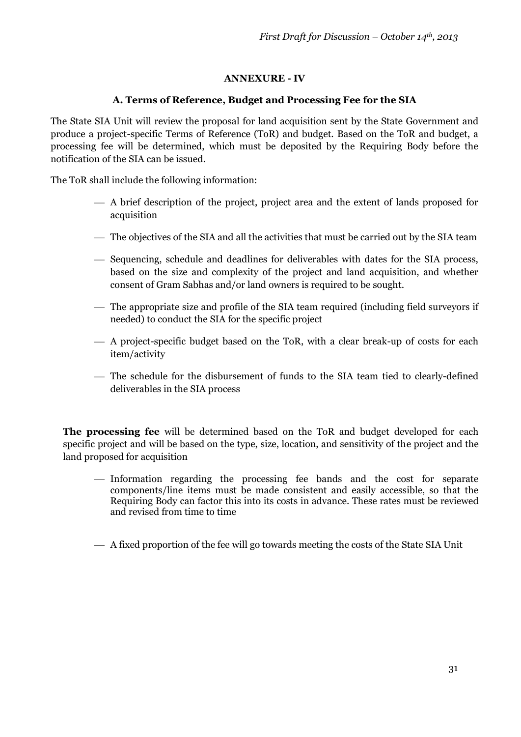## ANNEXURE - IV

### A. Terms of Reference, Budget and Processing Fee for the SIA

The State SIA Unit will review the proposal for land acquisition sent by the State Government and produce a project-specific Terms of Reference (ToR) and budget. Based on the ToR and budget, a processing fee will be determined, which must be deposited by the Requiring Body before the notification of the SIA can be issued.

The ToR shall include the following information:

- A brief description of the project, project area and the extent of lands proposed for acquisition
- The objectives of the SIA and all the activities that must be carried out by the SIA team
- Sequencing, schedule and deadlines for deliverables with dates for the SIA process, based on the size and complexity of the project and land acquisition, and whether consent of Gram Sabhas and/or land owners is required to be sought.
- The appropriate size and profile of the SIA team required (including field surveyors if needed) to conduct the SIA for the specific project
- A project-specific budget based on the ToR, with a clear break-up of costs for each item/activity
- The schedule for the disbursement of funds to the SIA team tied to clearly-defined deliverables in the SIA process

**The processing fee** will be determined based on the ToR and budget developed for each specific project and will be based on the type, size, location, and sensitivity of the project and the land proposed for acquisition

- Information regarding the processing fee bands and the cost for separate components/line items must be made consistent and easily accessible, so that the Requiring Body can factor this into its costs in advance. These rates must be reviewed and revised from time to time
- A fixed proportion of the fee will go towards meeting the costs of the State SIA Unit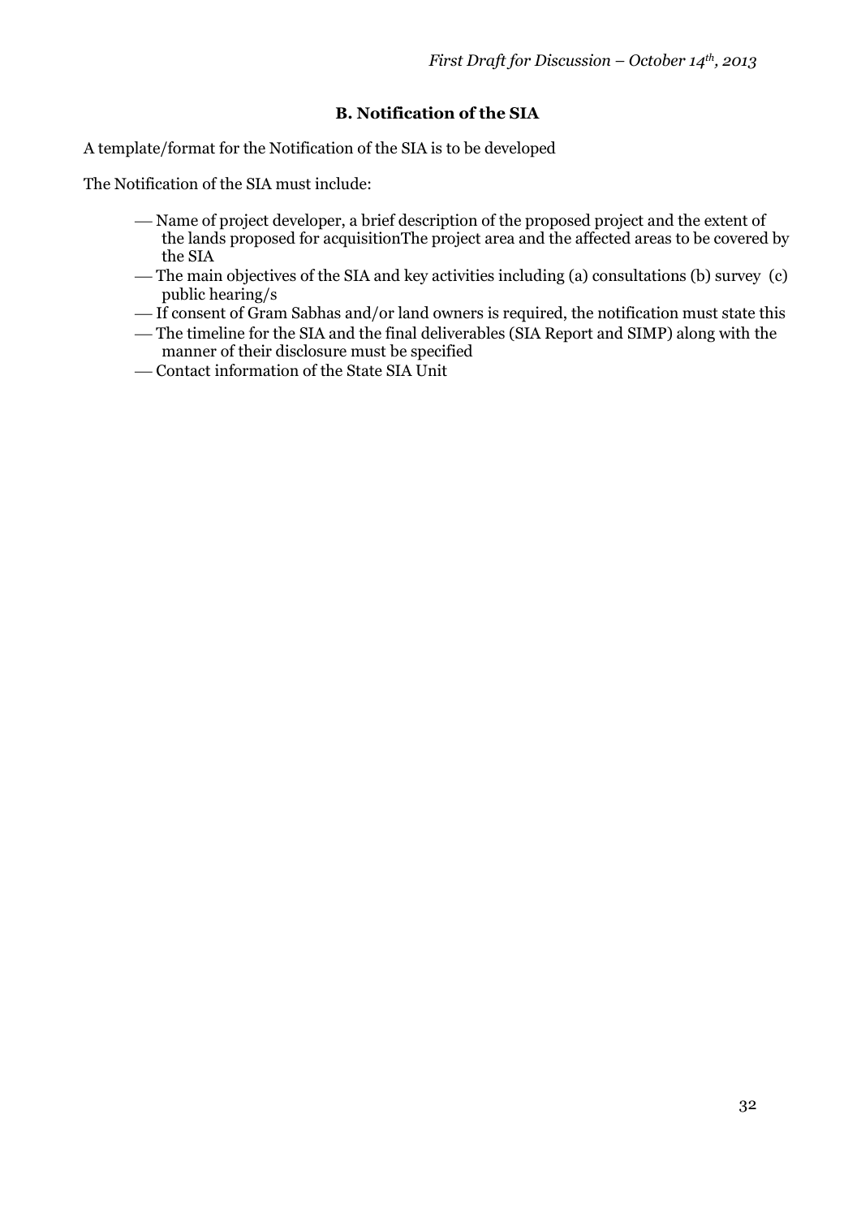## B. Notification of the SIA

A template/format for the Notification of the SIA is to be developed

The Notification of the SIA must include:

- Name of project developer, a brief description of the proposed project and the extent of the lands proposed for acquisitionThe project area and the affected areas to be covered by the SIA
- The main objectives of the SIA and key activities including (a) consultations (b) survey (c) public hearing/s
- If consent of Gram Sabhas and/or land owners is required, the notification must state this
- The timeline for the SIA and the final deliverables (SIA Report and SIMP) along with the manner of their disclosure must be specified
- Contact information of the State SIA Unit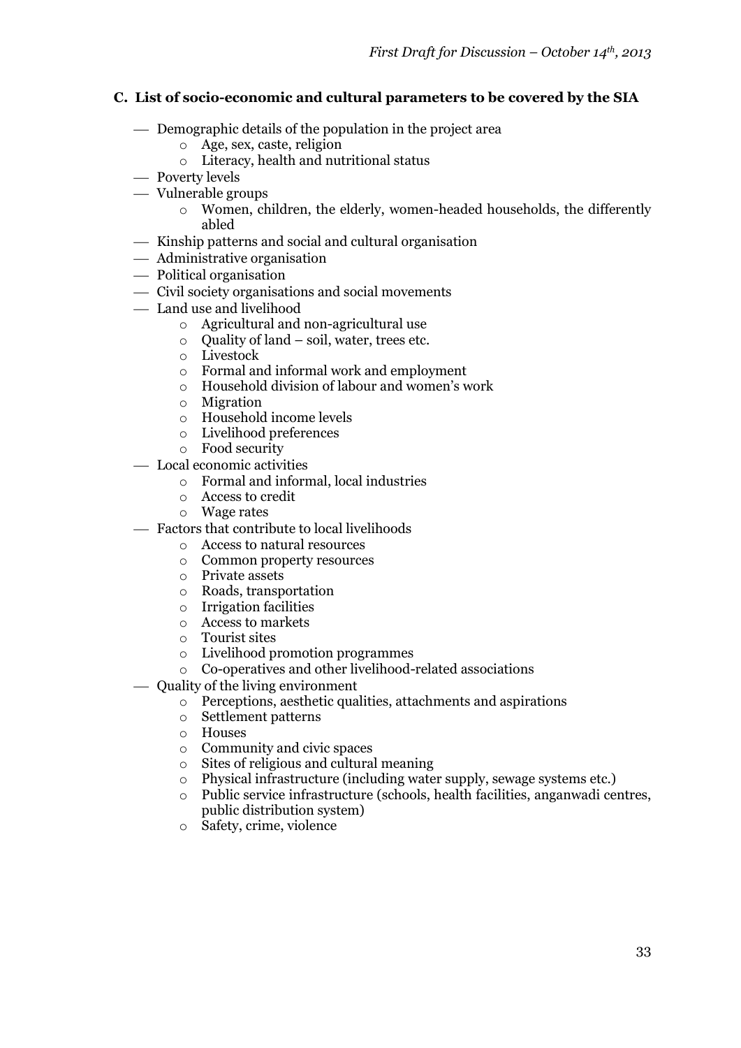### C. List of socio-economic and cultural parameters to be covered by the SIA

- Demographic details of the population in the project area
  - Age, sex, caste, religion
  - Literacy, health and nutritional status
- Poverty levels
- Vulnerable groups
  - Women, children, the elderly, women-headed households, the differently abled
- Kinship patterns and social and cultural organisation
- Administrative organisation
- Political organisation
- Civil society organisations and social movements
- Land use and livelihood
  - Agricultural and non-agricultural use
  - Quality of land – soil, water, trees etc.
  - Livestock
  - Formal and informal work and employment
  - Household division of labour and women's work
  - Migration
  - Household income levels
  - Livelihood preferences
  - Food security
- Local economic activities
  - Formal and informal, local industries
  - Access to credit
  - Wage rates
- Factors that contribute to local livelihoods
  - Access to natural resources
  - Common property resources
  - Private assets
  - Roads, transportation
  - Irrigation facilities
  - Access to markets
  - Tourist sites
  - Livelihood promotion programmes
  - Co-operatives and other livelihood-related associations
- Quality of the living environment
  - Perceptions, aesthetic qualities, attachments and aspirations
  - Settlement patterns
  - Houses
  - Community and civic spaces
  - Sites of religious and cultural meaning
  - Physical infrastructure (including water supply, sewage systems etc.)
  - Public service infrastructure (schools, health facilities, anganwadi centres, public distribution system)
  - Safety, crime, violence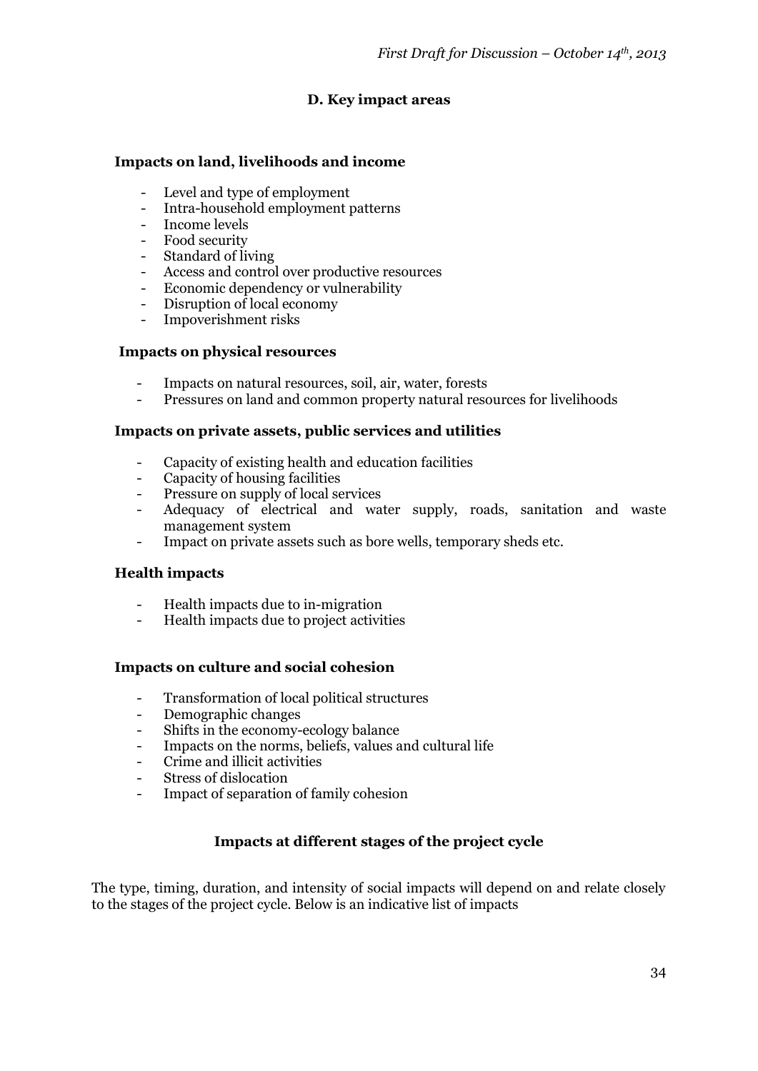## D. Key impact areas

### Impacts on land, livelihoods and income

- Level and type of employment
- Intra-household employment patterns
- Income levels
- Food security
- Standard of living
- Access and control over productive resources
- Economic dependency or vulnerability
- Disruption of local economy
- Impoverishment risks

### Impacts on physical resources

- Impacts on natural resources, soil, air, water, forests
- Pressures on land and common property natural resources for livelihoods

### Impacts on private assets, public services and utilities

- Capacity of existing health and education facilities
- Capacity of housing facilities
- Pressure on supply of local services
- Adequacy of electrical and water supply, roads, sanitation and waste management system
- Impact on private assets such as bore wells, temporary sheds etc.

### Health impacts

- Health impacts due to in-migration
- Health impacts due to project activities

### Impacts on culture and social cohesion

- Transformation of local political structures
- Demographic changes
- Shifts in the economy-ecology balance
- Impacts on the norms, beliefs, values and cultural life
- Crime and illicit activities
- Stress of dislocation
- Impact of separation of family cohesion

### Impacts at different stages of the project cycle

The type, timing, duration, and intensity of social impacts will depend on and relate closely to the stages of the project cycle. Below is an indicative list of impacts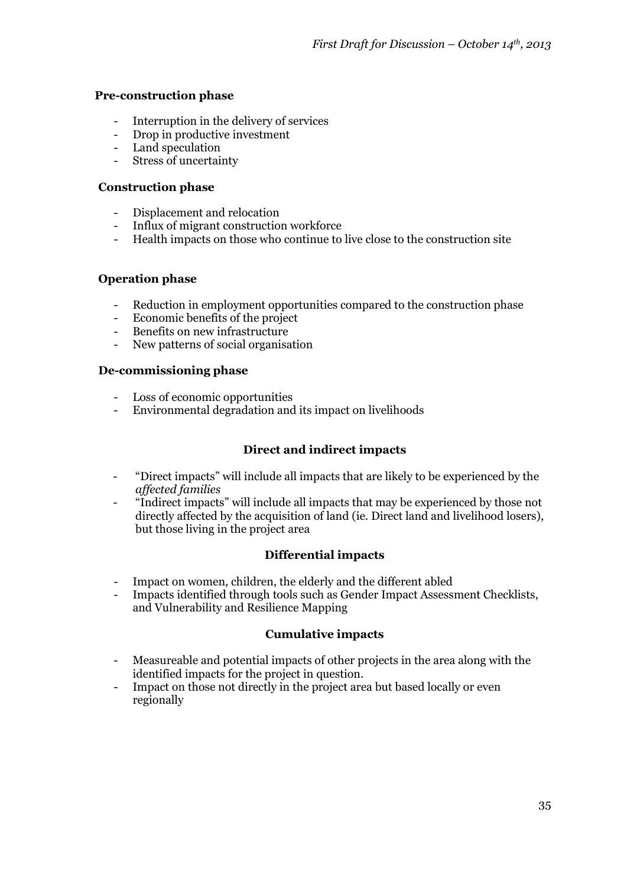**Pre-construction phase**

- Interruption in the delivery of services
- Drop in productive investment
- Land speculation
- Stress of uncertainty

**Construction phase**

- Displacement and relocation
- Influx of migrant construction workforce
- Health impacts on those who continue to live close to the construction site

**Operation phase**

- Reduction in employment opportunities compared to the construction phase
- Economic benefits of the project
- Benefits on new infrastructure
- New patterns of social organisation

**De-commissioning phase**

- Loss of economic opportunities
- Environmental degradation and its impact on livelihoods

**Direct and indirect impacts**

- "Direct impacts" will include all impacts that are likely to be experienced by the *affected families*
- "Indirect impacts" will include all impacts that may be experienced by those not directly affected by the acquisition of land (ie. Direct land and livelihood losers), but those living in the project area

**Differential impacts**

- Impact on women, children, the elderly and the different abled
- Impacts identified through tools such as Gender Impact Assessment Checklists, and Vulnerability and Resilience Mapping

**Cumulative impacts**

- Measureable and potential impacts of other projects in the area along with the identified impacts for the project in question.
- Impact on those not directly in the project area but based locally or even regionally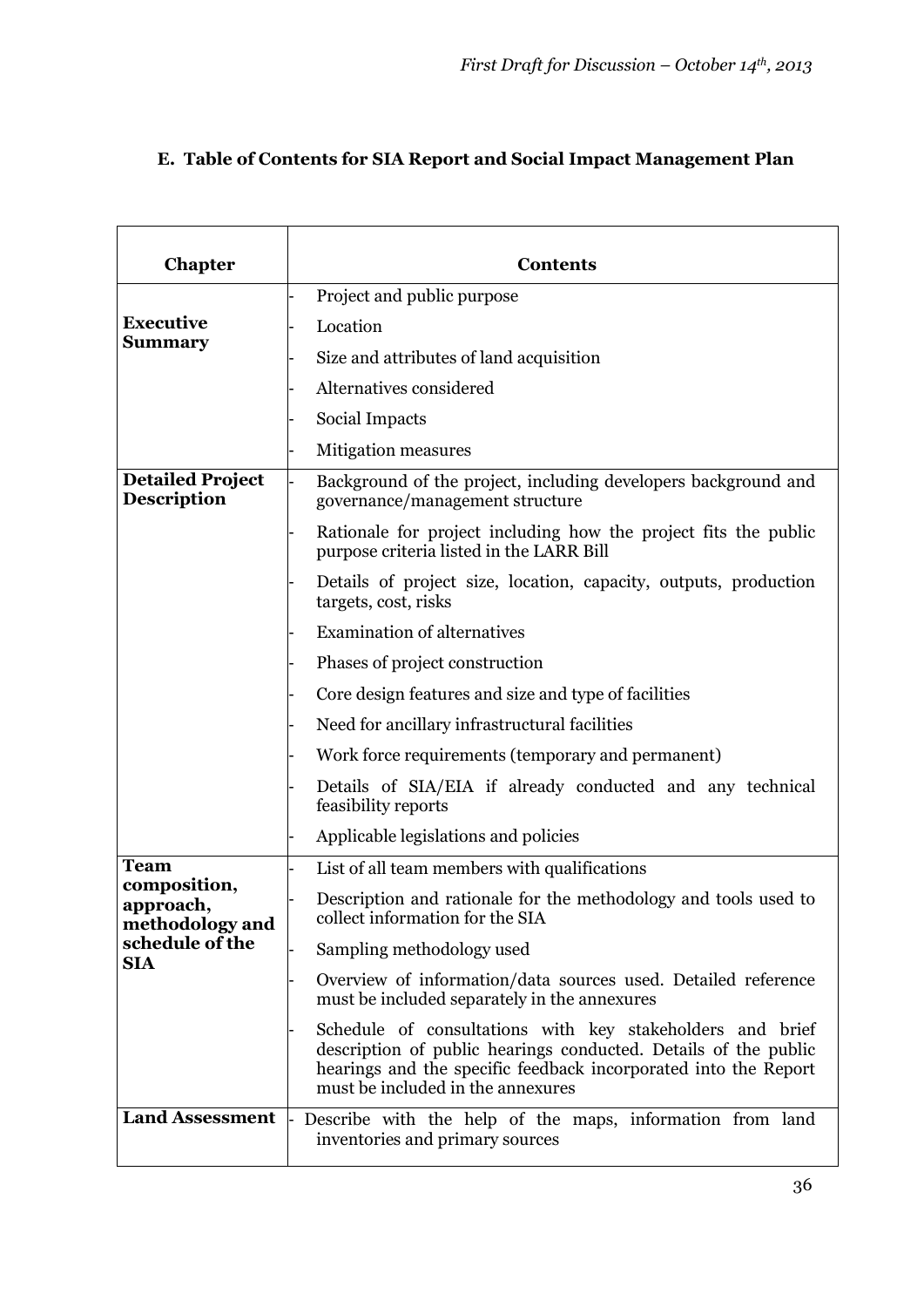## E. Table of Contents for SIA Report and Social Impact Management Plan

| Chapter | Contents |
|---|---|
| **Executive Summary** | - Project and public purpose<br>- Location<br>- Size and attributes of land acquisition<br>- Alternatives considered<br>- Social Impacts<br>- Mitigation measures |
| **Detailed Project Description** | - Background of the project, including developers background and governance/management structure<br>- Rationale for project including how the project fits the public purpose criteria listed in the LARR Bill<br>- Details of project size, location, capacity, outputs, production targets, cost, risks<br>- Examination of alternatives<br>- Phases of project construction<br>- Core design features and size and type of facilities<br>- Need for ancillary infrastructural facilities<br>- Work force requirements (temporary and permanent)<br>- Details of SIA/EIA if already conducted and any technical feasibility reports<br>- Applicable legislations and policies |
| **Team composition, approach, methodology and schedule of the SIA** | - List of all team members with qualifications<br>- Description and rationale for the methodology and tools used to collect information for the SIA<br>- Sampling methodology used<br>- Overview of information/data sources used. Detailed reference must be included separately in the annexures<br>- Schedule of consultations with key stakeholders and brief description of public hearings conducted. Details of the public hearings and the specific feedback incorporated into the Report must be included in the annexures |
| **Land Assessment** | - Describe with the help of the maps, information from land inventories and primary sources |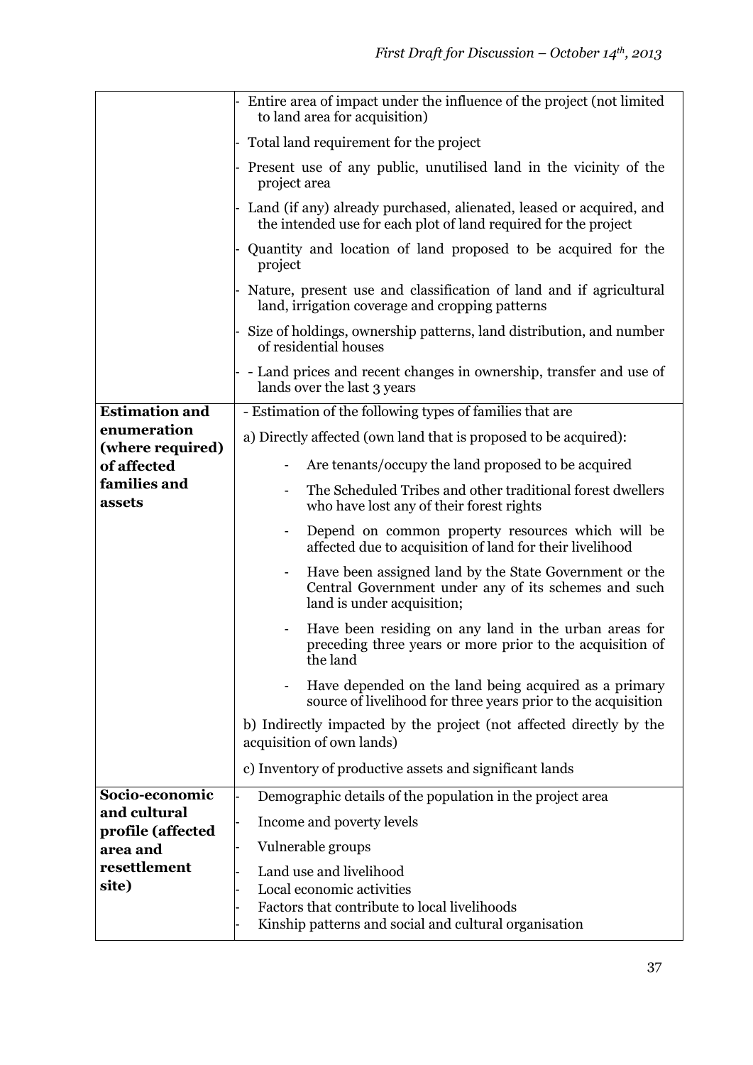| | |
|---|---|
| | - Entire area of impact under the influence of the project (not limited to land area for acquisition)<br>- Total land requirement for the project<br>- Present use of any public, unutilised land in the vicinity of the project area<br>- Land (if any) already purchased, alienated, leased or acquired, and the intended use for each plot of land required for the project<br>- Quantity and location of land proposed to be acquired for the project<br>- Nature, present use and classification of land and if agricultural land, irrigation coverage and cropping patterns<br>- Size of holdings, ownership patterns, land distribution, and number of residential houses<br>- - Land prices and recent changes in ownership, transfer and use of lands over the last 3 years |
| **Estimation and enumeration (where required) of affected families and assets** | - Estimation of the following types of families that are<br>a) Directly affected (own land that is proposed to be acquired):<br>- Are tenants/occupy the land proposed to be acquired<br>- The Scheduled Tribes and other traditional forest dwellers who have lost any of their forest rights<br>- Depend on common property resources which will be affected due to acquisition of land for their livelihood<br>- Have been assigned land by the State Government or the Central Government under any of its schemes and such land is under acquisition;<br>- Have been residing on any land in the urban areas for preceding three years or more prior to the acquisition of the land<br>- Have depended on the land being acquired as a primary source of livelihood for three years prior to the acquisition<br>b) Indirectly impacted by the project (not affected directly by the acquisition of own lands)<br>c) Inventory of productive assets and significant lands |
| **Socio-economic and cultural profile (affected area and resettlement site)** | - Demographic details of the population in the project area<br>- Income and poverty levels<br>- Vulnerable groups<br>- Land use and livelihood<br>- Local economic activities<br>- Factors that contribute to local livelihoods<br>- Kinship patterns and social and cultural organisation |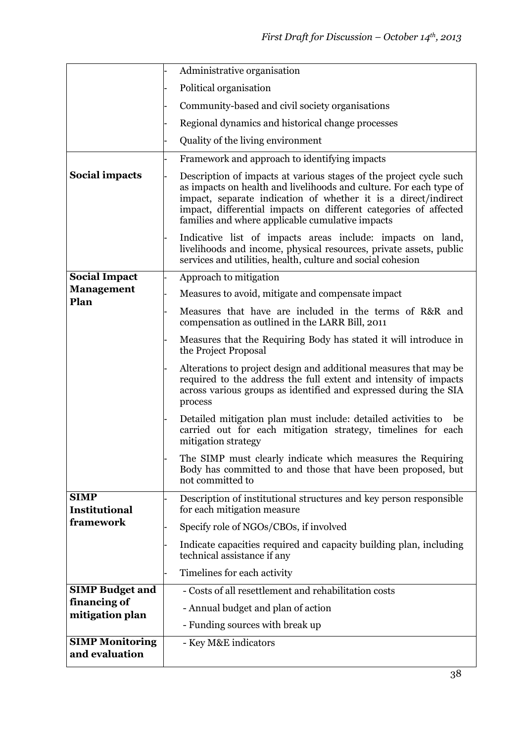| | |
|---|---|
| | - Administrative organisation<br>- Political organisation<br>- Community-based and civil society organisations<br>- Regional dynamics and historical change processes<br>- Quality of the living environment |
| **Social impacts** | - Framework and approach to identifying impacts<br>- Description of impacts at various stages of the project cycle such as impacts on health and livelihoods and culture. For each type of impact, separate indication of whether it is a direct/indirect impact, differential impacts on different categories of affected families and where applicable cumulative impacts<br>- Indicative list of impacts areas include: impacts on land, livelihoods and income, physical resources, private assets, public services and utilities, health, culture and social cohesion |
| **Social Impact Management Plan** | - Approach to mitigation<br>- Measures to avoid, mitigate and compensate impact<br>- Measures that have are included in the terms of R&R and compensation as outlined in the LARR Bill, 2011<br>- Measures that the Requiring Body has stated it will introduce in the Project Proposal<br>- Alterations to project design and additional measures that may be required to the address the full extent and intensity of impacts across various groups as identified and expressed during the SIA process<br>- Detailed mitigation plan must include: detailed activities to be carried out for each mitigation strategy, timelines for each mitigation strategy<br>- The SIMP must clearly indicate which measures the Requiring Body has committed to and those that have been proposed, but not committed to |
| **SIMP Institutional framework** | - Description of institutional structures and key person responsible for each mitigation measure<br>- Specify role of NGOs/CBOs, if involved<br>- Indicate capacities required and capacity building plan, including technical assistance if any<br>- Timelines for each activity |
| **SIMP Budget and financing of mitigation plan** | - Costs of all resettlement and rehabilitation costs<br>- Annual budget and plan of action<br>- Funding sources with break up |
| **SIMP Monitoring and evaluation** | - Key M&E indicators |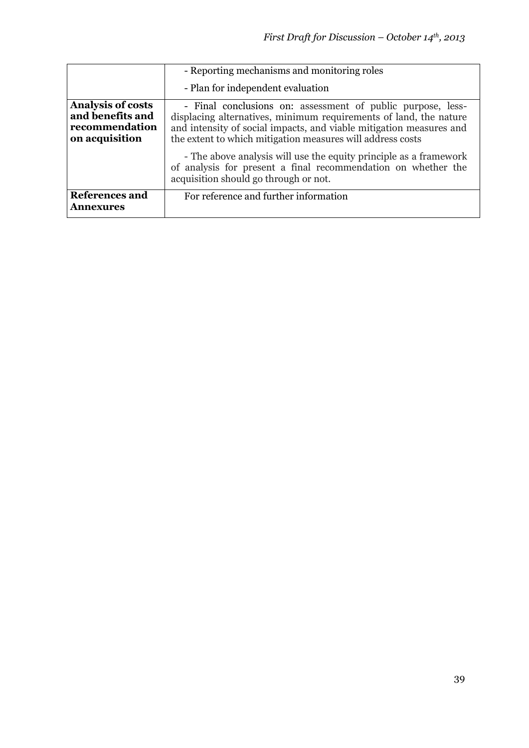| | |
|---|---|
| | - Reporting mechanisms and monitoring roles<br>- Plan for independent evaluation |
| **Analysis of costs and benefits and recommendation on acquisition** | - Final conclusions on: assessment of public purpose, less-displacing alternatives, minimum requirements of land, the nature and intensity of social impacts, and viable mitigation measures and the extent to which mitigation measures will address costs<br>- The above analysis will use the equity principle as a framework of analysis for present a final recommendation on whether the acquisition should go through or not. |
| **References and Annexures** | For reference and further information |